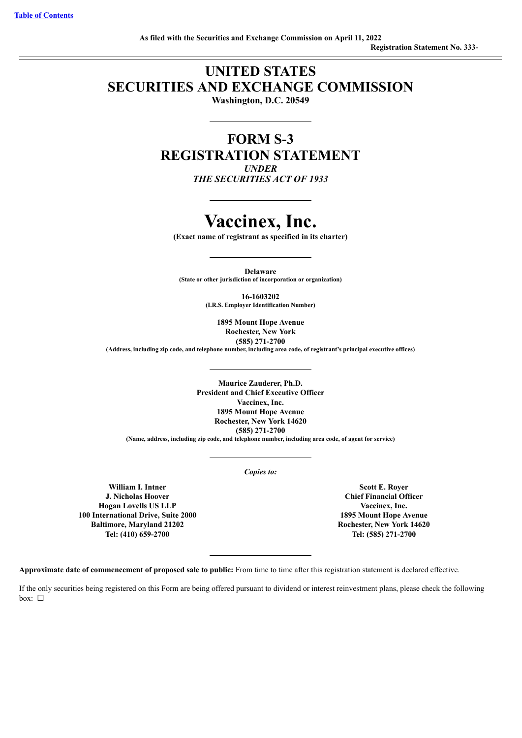[Table of Contents](#)

**As filed with the Securities and Exchange Commission on April 11, 2022**

**Registration Statement No. 333-**

# UNITED STATES
# SECURITIES AND EXCHANGE COMMISSION

**Washington, D.C. 20549**

---

# FORM S-3
# REGISTRATION STATEMENT

***UNDER***
***THE SECURITIES ACT OF 1933***

---

# Vaccinex, Inc.

**(Exact name of registrant as specified in its charter)**

---

**Delaware**
**(State or other jurisdiction of incorporation or organization)**

**16-1603202**
**(I.R.S. Employer Identification Number)**

**1895 Mount Hope Avenue**
**Rochester, New York**
**(585) 271-2700**
**(Address, including zip code, and telephone number, including area code, of registrant's principal executive offices)**

---

**Maurice Zauderer, Ph.D.**
**President and Chief Executive Officer**
**Vaccinex, Inc.**
**1895 Mount Hope Avenue**
**Rochester, New York 14620**
**(585) 271-2700**
**(Name, address, including zip code, and telephone number, including area code, of agent for service)**

---

***Copies to:***

**William I. Intner**
**J. Nicholas Hoover**
**Hogan Lovells US LLP**
**100 International Drive, Suite 2000**
**Baltimore, Maryland 21202**
**Tel: (410) 659-2700**

**Scott E. Royer**
**Chief Financial Officer**
**Vaccinex, Inc.**
**1895 Mount Hope Avenue**
**Rochester, New York 14620**
**Tel: (585) 271-2700**

---

**Approximate date of commencement of proposed sale to public:** From time to time after this registration statement is declared effective.

If the only securities being registered on this Form are being offered pursuant to dividend or interest reinvestment plans, please check the following box: ☐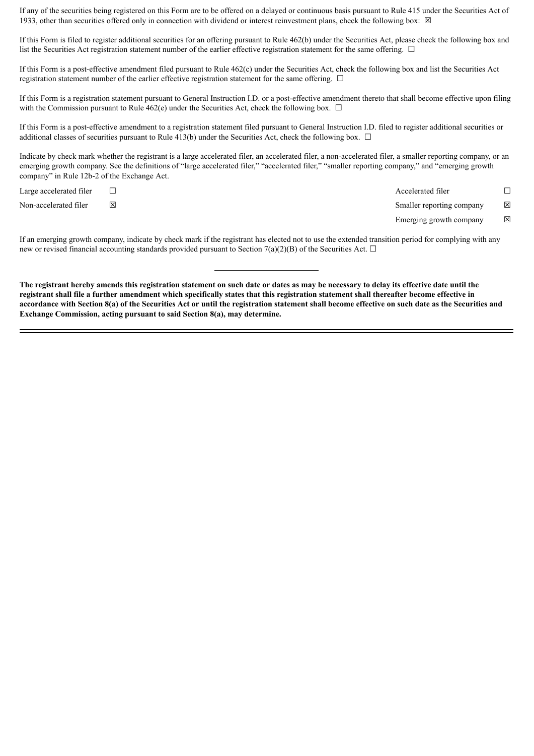If any of the securities being registered on this Form are to be offered on a delayed or continuous basis pursuant to Rule 415 under the Securities Act of 1933, other than securities offered only in connection with dividend or interest reinvestment plans, check the following box: ☒

If this Form is filed to register additional securities for an offering pursuant to Rule 462(b) under the Securities Act, please check the following box and list the Securities Act registration statement number of the earlier effective registration statement for the same offering. ☐

If this Form is a post-effective amendment filed pursuant to Rule 462(c) under the Securities Act, check the following box and list the Securities Act registration statement number of the earlier effective registration statement for the same offering. ☐

If this Form is a registration statement pursuant to General Instruction I.D. or a post-effective amendment thereto that shall become effective upon filing with the Commission pursuant to Rule 462(e) under the Securities Act, check the following box. ☐

If this Form is a post-effective amendment to a registration statement filed pursuant to General Instruction I.D. filed to register additional securities or additional classes of securities pursuant to Rule 413(b) under the Securities Act, check the following box. ☐

Indicate by check mark whether the registrant is a large accelerated filer, an accelerated filer, a non-accelerated filer, a smaller reporting company, or an emerging growth company. See the definitions of "large accelerated filer," "accelerated filer," "smaller reporting company," and "emerging growth company" in Rule 12b-2 of the Exchange Act.

| | | | |
|---|---|---|---|
| Large accelerated filer | ☐ | Accelerated filer | ☐ |
| Non-accelerated filer | ☒ | Smaller reporting company | ☒ |
| | | Emerging growth company | ☒ |

If an emerging growth company, indicate by check mark if the registrant has elected not to use the extended transition period for complying with any new or revised financial accounting standards provided pursuant to Section 7(a)(2)(B) of the Securities Act. ☐

**The registrant hereby amends this registration statement on such date or dates as may be necessary to delay its effective date until the registrant shall file a further amendment which specifically states that this registration statement shall thereafter become effective in accordance with Section 8(a) of the Securities Act or until the registration statement shall become effective on such date as the Securities and Exchange Commission, acting pursuant to said Section 8(a), may determine.**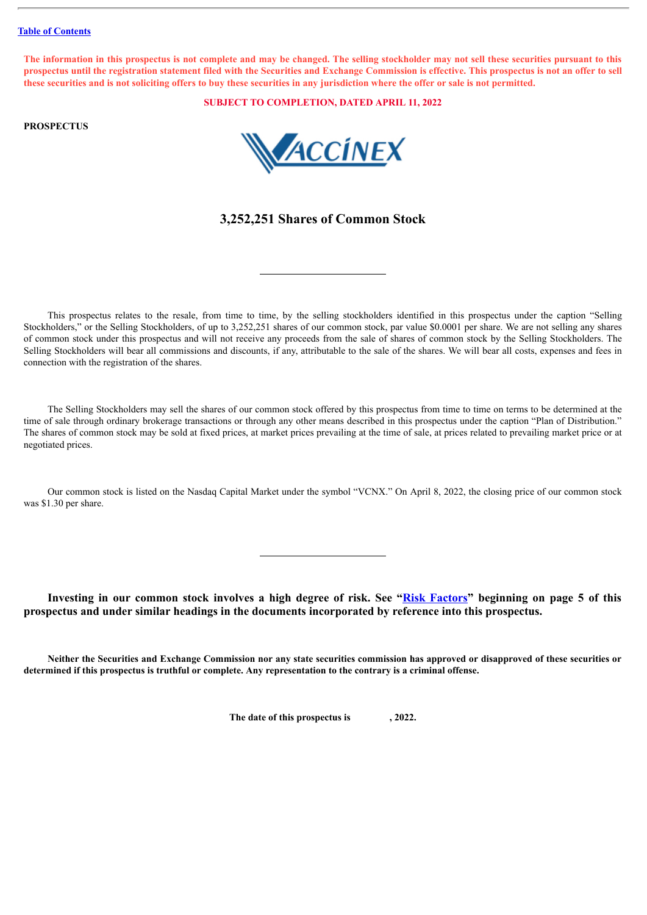[Table of Contents](#)

**The information in this prospectus is not complete and may be changed. The selling stockholder may not sell these securities pursuant to this prospectus until the registration statement filed with the Securities and Exchange Commission is effective. This prospectus is not an offer to sell these securities and is not soliciting offers to buy these securities in any jurisdiction where the offer or sale is not permitted.**

**SUBJECT TO COMPLETION, DATED APRIL 11, 2022**

**PROSPECTUS**

VACCINEX

# 3,252,251 Shares of Common Stock

This prospectus relates to the resale, from time to time, by the selling stockholders identified in this prospectus under the caption "Selling Stockholders," or the Selling Stockholders, of up to 3,252,251 shares of our common stock, par value $0.0001 per share. We are not selling any shares of common stock under this prospectus and will not receive any proceeds from the sale of shares of common stock by the Selling Stockholders. The Selling Stockholders will bear all commissions and discounts, if any, attributable to the sale of the shares. We will bear all costs, expenses and fees in connection with the registration of the shares.

The Selling Stockholders may sell the shares of our common stock offered by this prospectus from time to time on terms to be determined at the time of sale through ordinary brokerage transactions or through any other means described in this prospectus under the caption "Plan of Distribution." The shares of common stock may be sold at fixed prices, at market prices prevailing at the time of sale, at prices related to prevailing market price or at negotiated prices.

Our common stock is listed on the Nasdaq Capital Market under the symbol "VCNX." On April 8, 2022, the closing price of our common stock was $1.30 per share.

**Investing in our common stock involves a high degree of risk. See "[Risk Factors](#)" beginning on page 5 of this prospectus and under similar headings in the documents incorporated by reference into this prospectus.**

**Neither the Securities and Exchange Commission nor any state securities commission has approved or disapproved of these securities or determined if this prospectus is truthful or complete. Any representation to the contrary is a criminal offense.**

**The date of this prospectus is , 2022.**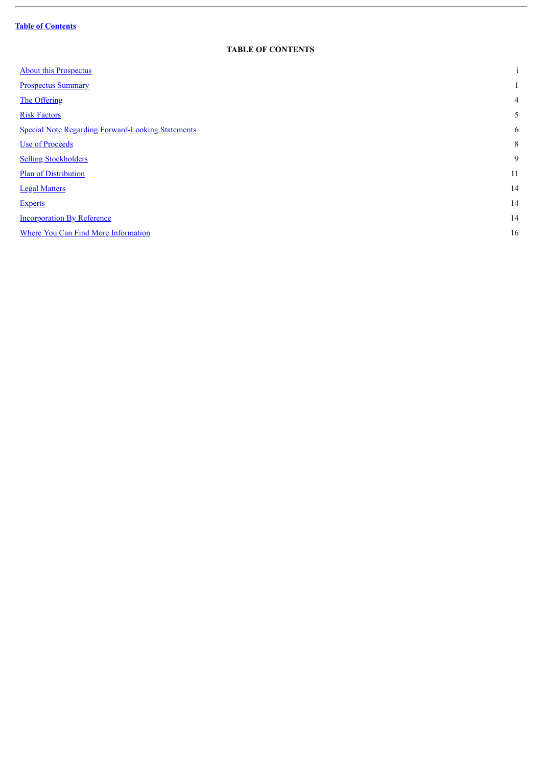**Table of Contents**

# TABLE OF CONTENTS

| | |
|---|---|
| About this Prospectus | i |
| Prospectus Summary | 1 |
| The Offering | 4 |
| Risk Factors | 5 |
| Special Note Regarding Forward-Looking Statements | 6 |
| Use of Proceeds | 8 |
| Selling Stockholders | 9 |
| Plan of Distribution | 11 |
| Legal Matters | 14 |
| Experts | 14 |
| Incorporation By Reference | 14 |
| Where You Can Find More Information | 16 |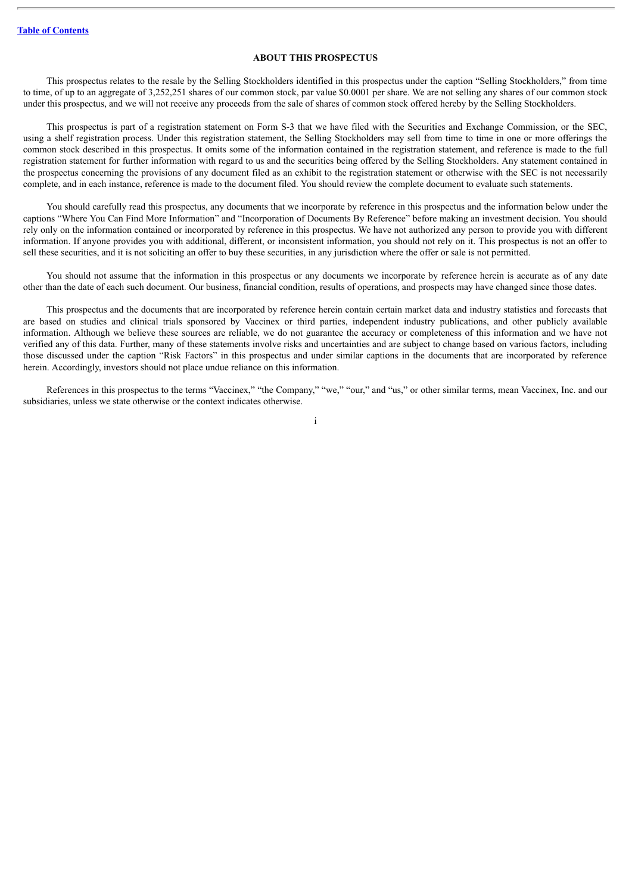## ABOUT THIS PROSPECTUS

This prospectus relates to the resale by the Selling Stockholders identified in this prospectus under the caption "Selling Stockholders," from time to time, of up to an aggregate of 3,252,251 shares of our common stock, par value $0.0001 per share. We are not selling any shares of our common stock under this prospectus, and we will not receive any proceeds from the sale of shares of common stock offered hereby by the Selling Stockholders.

This prospectus is part of a registration statement on Form S-3 that we have filed with the Securities and Exchange Commission, or the SEC, using a shelf registration process. Under this registration statement, the Selling Stockholders may sell from time to time in one or more offerings the common stock described in this prospectus. It omits some of the information contained in the registration statement, and reference is made to the full registration statement for further information with regard to us and the securities being offered by the Selling Stockholders. Any statement contained in the prospectus concerning the provisions of any document filed as an exhibit to the registration statement or otherwise with the SEC is not necessarily complete, and in each instance, reference is made to the document filed. You should review the complete document to evaluate such statements.

You should carefully read this prospectus, any documents that we incorporate by reference in this prospectus and the information below under the captions "Where You Can Find More Information" and "Incorporation of Documents By Reference" before making an investment decision. You should rely only on the information contained or incorporated by reference in this prospectus. We have not authorized any person to provide you with different information. If anyone provides you with additional, different, or inconsistent information, you should not rely on it. This prospectus is not an offer to sell these securities, and it is not soliciting an offer to buy these securities, in any jurisdiction where the offer or sale is not permitted.

You should not assume that the information in this prospectus or any documents we incorporate by reference herein is accurate as of any date other than the date of each such document. Our business, financial condition, results of operations, and prospects may have changed since those dates.

This prospectus and the documents that are incorporated by reference herein contain certain market data and industry statistics and forecasts that are based on studies and clinical trials sponsored by Vaccinex or third parties, independent industry publications, and other publicly available information. Although we believe these sources are reliable, we do not guarantee the accuracy or completeness of this information and we have not verified any of this data. Further, many of these statements involve risks and uncertainties and are subject to change based on various factors, including those discussed under the caption "Risk Factors" in this prospectus and under similar captions in the documents that are incorporated by reference herein. Accordingly, investors should not place undue reliance on this information.

References in this prospectus to the terms "Vaccinex," "the Company," "we," "our," and "us," or other similar terms, mean Vaccinex, Inc. and our subsidiaries, unless we state otherwise or the context indicates otherwise.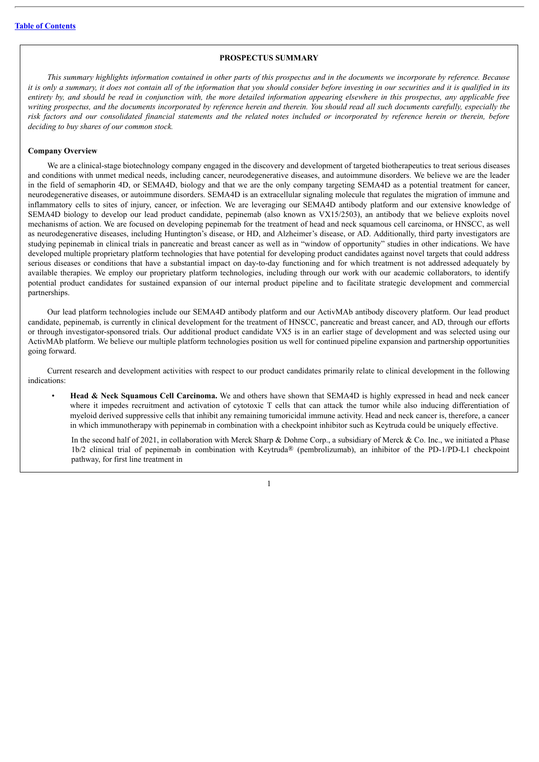## PROSPECTUS SUMMARY

*This summary highlights information contained in other parts of this prospectus and in the documents we incorporate by reference. Because it is only a summary, it does not contain all of the information that you should consider before investing in our securities and it is qualified in its entirety by, and should be read in conjunction with, the more detailed information appearing elsewhere in this prospectus, any applicable free writing prospectus, and the documents incorporated by reference herein and therein. You should read all such documents carefully, especially the risk factors and our consolidated financial statements and the related notes included or incorporated by reference herein or therein, before deciding to buy shares of our common stock.*

### Company Overview

We are a clinical-stage biotechnology company engaged in the discovery and development of targeted biotherapeutics to treat serious diseases and conditions with unmet medical needs, including cancer, neurodegenerative diseases, and autoimmune disorders. We believe we are the leader in the field of semaphorin 4D, or SEMA4D, biology and that we are the only company targeting SEMA4D as a potential treatment for cancer, neurodegenerative diseases, or autoimmune disorders. SEMA4D is an extracellular signaling molecule that regulates the migration of immune and inflammatory cells to sites of injury, cancer, or infection. We are leveraging our SEMA4D antibody platform and our extensive knowledge of SEMA4D biology to develop our lead product candidate, pepinemab (also known as VX15/2503), an antibody that we believe exploits novel mechanisms of action. We are focused on developing pepinemab for the treatment of head and neck squamous cell carcinoma, or HNSCC, as well as neurodegenerative diseases, including Huntington's disease, or HD, and Alzheimer's disease, or AD. Additionally, third party investigators are studying pepinemab in clinical trials in pancreatic and breast cancer as well as in "window of opportunity" studies in other indications. We have developed multiple proprietary platform technologies that have potential for developing product candidates against novel targets that could address serious diseases or conditions that have a substantial impact on day-to-day functioning and for which treatment is not addressed adequately by available therapies. We employ our proprietary platform technologies, including through our work with our academic collaborators, to identify potential product candidates for sustained expansion of our internal product pipeline and to facilitate strategic development and commercial partnerships.

Our lead platform technologies include our SEMA4D antibody platform and our ActivMAb antibody discovery platform. Our lead product candidate, pepinemab, is currently in clinical development for the treatment of HNSCC, pancreatic and breast cancer, and AD, through our efforts or through investigator-sponsored trials. Our additional product candidate VX5 is in an earlier stage of development and was selected using our ActivMAb platform. We believe our multiple platform technologies position us well for continued pipeline expansion and partnership opportunities going forward.

Current research and development activities with respect to our product candidates primarily relate to clinical development in the following indications:

- **Head & Neck Squamous Cell Carcinoma.** We and others have shown that SEMA4D is highly expressed in head and neck cancer where it impedes recruitment and activation of cytotoxic T cells that can attack the tumor while also inducing differentiation of myeloid derived suppressive cells that inhibit any remaining tumoricidal immune activity. Head and neck cancer is, therefore, a cancer in which immunotherapy with pepinemab in combination with a checkpoint inhibitor such as Keytruda could be uniquely effective.

  In the second half of 2021, in collaboration with Merck Sharp & Dohme Corp., a subsidiary of Merck & Co. Inc., we initiated a Phase 1b/2 clinical trial of pepinemab in combination with Keytruda® (pembrolizumab), an inhibitor of the PD-1/PD-L1 checkpoint pathway, for first line treatment in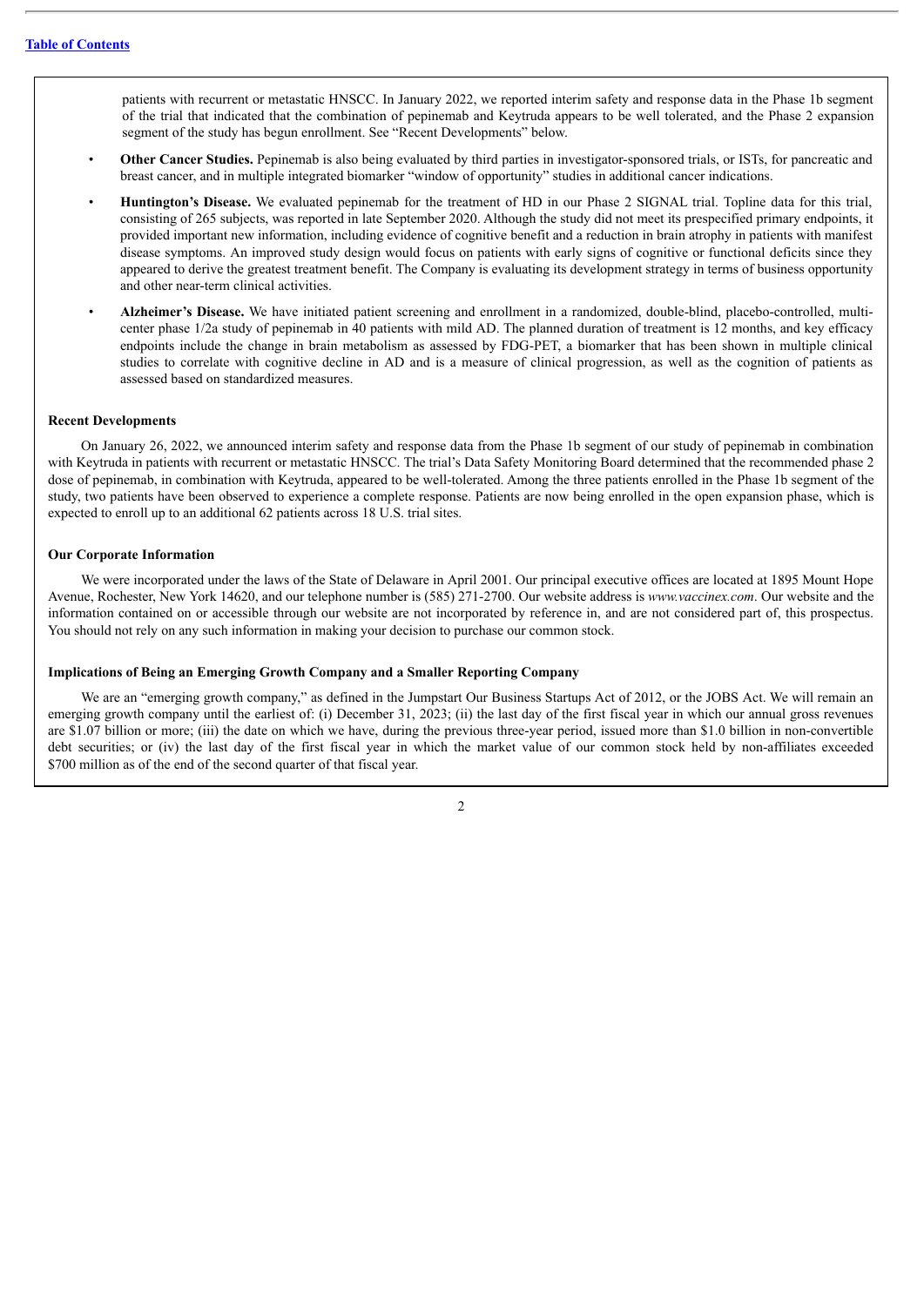patients with recurrent or metastatic HNSCC. In January 2022, we reported interim safety and response data in the Phase 1b segment of the trial that indicated that the combination of pepinemab and Keytruda appears to be well tolerated, and the Phase 2 expansion segment of the study has begun enrollment. See "Recent Developments" below.

- **Other Cancer Studies.** Pepinemab is also being evaluated by third parties in investigator-sponsored trials, or ISTs, for pancreatic and breast cancer, and in multiple integrated biomarker "window of opportunity" studies in additional cancer indications.
- **Huntington's Disease.** We evaluated pepinemab for the treatment of HD in our Phase 2 SIGNAL trial. Topline data for this trial, consisting of 265 subjects, was reported in late September 2020. Although the study did not meet its prespecified primary endpoints, it provided important new information, including evidence of cognitive benefit and a reduction in brain atrophy in patients with manifest disease symptoms. An improved study design would focus on patients with early signs of cognitive or functional deficits since they appeared to derive the greatest treatment benefit. The Company is evaluating its development strategy in terms of business opportunity and other near-term clinical activities.
- **Alzheimer's Disease.** We have initiated patient screening and enrollment in a randomized, double-blind, placebo-controlled, multi-center phase 1/2a study of pepinemab in 40 patients with mild AD. The planned duration of treatment is 12 months, and key efficacy endpoints include the change in brain metabolism as assessed by FDG-PET, a biomarker that has been shown in multiple clinical studies to correlate with cognitive decline in AD and is a measure of clinical progression, as well as the cognition of patients as assessed based on standardized measures.

**Recent Developments**

On January 26, 2022, we announced interim safety and response data from the Phase 1b segment of our study of pepinemab in combination with Keytruda in patients with recurrent or metastatic HNSCC. The trial's Data Safety Monitoring Board determined that the recommended phase 2 dose of pepinemab, in combination with Keytruda, appeared to be well-tolerated. Among the three patients enrolled in the Phase 1b segment of the study, two patients have been observed to experience a complete response. Patients are now being enrolled in the open expansion phase, which is expected to enroll up to an additional 62 patients across 18 U.S. trial sites.

**Our Corporate Information**

We were incorporated under the laws of the State of Delaware in April 2001. Our principal executive offices are located at 1895 Mount Hope Avenue, Rochester, New York 14620, and our telephone number is (585) 271-2700. Our website address is *www.vaccinex.com*. Our website and the information contained on or accessible through our website are not incorporated by reference in, and are not considered part of, this prospectus. You should not rely on any such information in making your decision to purchase our common stock.

**Implications of Being an Emerging Growth Company and a Smaller Reporting Company**

We are an "emerging growth company," as defined in the Jumpstart Our Business Startups Act of 2012, or the JOBS Act. We will remain an emerging growth company until the earliest of: (i) December 31, 2023; (ii) the last day of the first fiscal year in which our annual gross revenues are $1.07 billion or more; (iii) the date on which we have, during the previous three-year period, issued more than $1.0 billion in non-convertible debt securities; or (iv) the last day of the first fiscal year in which the market value of our common stock held by non-affiliates exceeded $700 million as of the end of the second quarter of that fiscal year.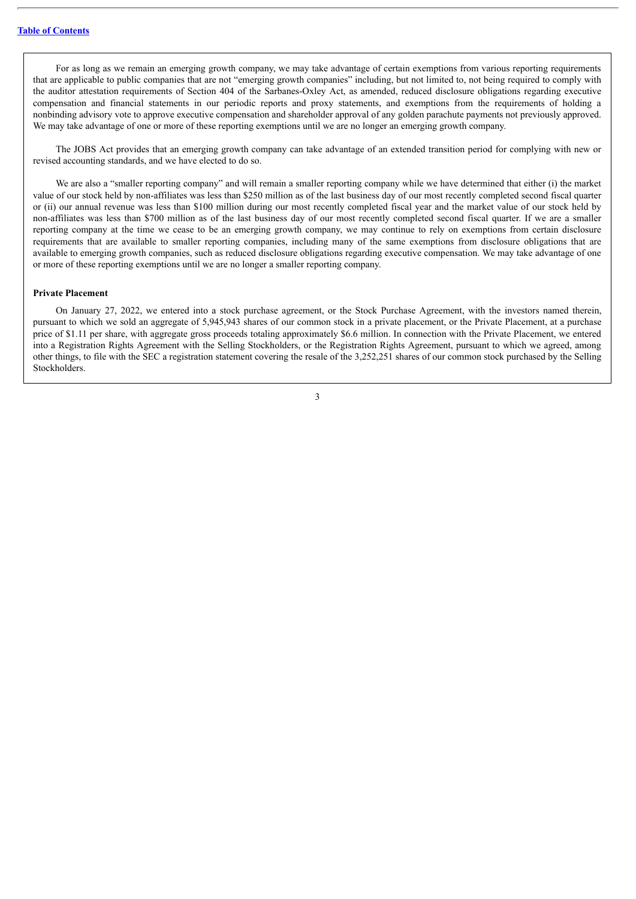For as long as we remain an emerging growth company, we may take advantage of certain exemptions from various reporting requirements that are applicable to public companies that are not "emerging growth companies" including, but not limited to, not being required to comply with the auditor attestation requirements of Section 404 of the Sarbanes-Oxley Act, as amended, reduced disclosure obligations regarding executive compensation and financial statements in our periodic reports and proxy statements, and exemptions from the requirements of holding a nonbinding advisory vote to approve executive compensation and shareholder approval of any golden parachute payments not previously approved. We may take advantage of one or more of these reporting exemptions until we are no longer an emerging growth company.

The JOBS Act provides that an emerging growth company can take advantage of an extended transition period for complying with new or revised accounting standards, and we have elected to do so.

We are also a "smaller reporting company" and will remain a smaller reporting company while we have determined that either (i) the market value of our stock held by non-affiliates was less than $250 million as of the last business day of our most recently completed second fiscal quarter or (ii) our annual revenue was less than $100 million during our most recently completed fiscal year and the market value of our stock held by non-affiliates was less than $700 million as of the last business day of our most recently completed second fiscal quarter. If we are a smaller reporting company at the time we cease to be an emerging growth company, we may continue to rely on exemptions from certain disclosure requirements that are available to smaller reporting companies, including many of the same exemptions from disclosure obligations that are available to emerging growth companies, such as reduced disclosure obligations regarding executive compensation. We may take advantage of one or more of these reporting exemptions until we are no longer a smaller reporting company.

**Private Placement**

On January 27, 2022, we entered into a stock purchase agreement, or the Stock Purchase Agreement, with the investors named therein, pursuant to which we sold an aggregate of 5,945,943 shares of our common stock in a private placement, or the Private Placement, at a purchase price of $1.11 per share, with aggregate gross proceeds totaling approximately $6.6 million. In connection with the Private Placement, we entered into a Registration Rights Agreement with the Selling Stockholders, or the Registration Rights Agreement, pursuant to which we agreed, among other things, to file with the SEC a registration statement covering the resale of the 3,252,251 shares of our common stock purchased by the Selling Stockholders.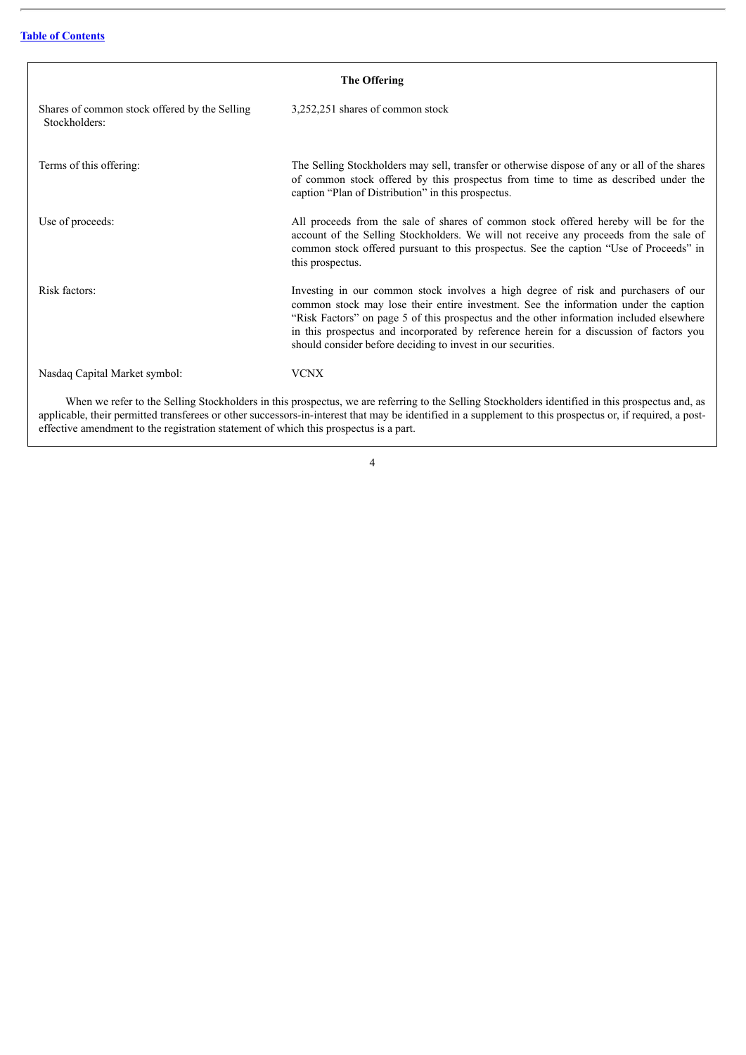## The Offering

| | |
|---|---|
| Shares of common stock offered by the Selling Stockholders: | 3,252,251 shares of common stock |
| Terms of this offering: | The Selling Stockholders may sell, transfer or otherwise dispose of any or all of the shares of common stock offered by this prospectus from time to time as described under the caption "Plan of Distribution" in this prospectus. |
| Use of proceeds: | All proceeds from the sale of shares of common stock offered hereby will be for the account of the Selling Stockholders. We will not receive any proceeds from the sale of common stock offered pursuant to this prospectus. See the caption "Use of Proceeds" in this prospectus. |
| Risk factors: | Investing in our common stock involves a high degree of risk and purchasers of our common stock may lose their entire investment. See the information under the caption "Risk Factors" on page 5 of this prospectus and the other information included elsewhere in this prospectus and incorporated by reference herein for a discussion of factors you should consider before deciding to invest in our securities. |
| Nasdaq Capital Market symbol: | VCNX |

When we refer to the Selling Stockholders in this prospectus, we are referring to the Selling Stockholders identified in this prospectus and, as applicable, their permitted transferees or other successors-in-interest that may be identified in a supplement to this prospectus or, if required, a post-effective amendment to the registration statement of which this prospectus is a part.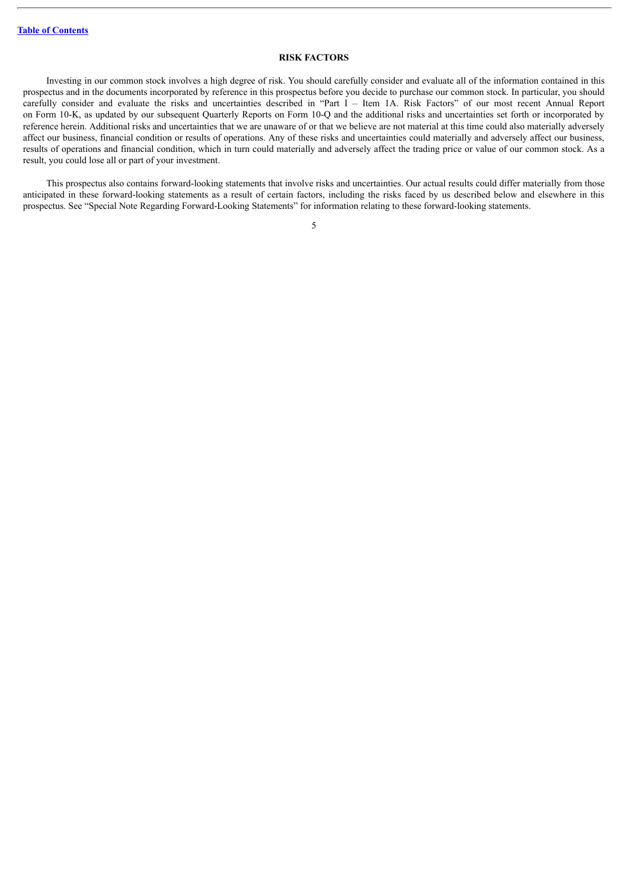## RISK FACTORS

Investing in our common stock involves a high degree of risk. You should carefully consider and evaluate all of the information contained in this prospectus and in the documents incorporated by reference in this prospectus before you decide to purchase our common stock. In particular, you should carefully consider and evaluate the risks and uncertainties described in "Part I – Item 1A. Risk Factors" of our most recent Annual Report on Form 10-K, as updated by our subsequent Quarterly Reports on Form 10-Q and the additional risks and uncertainties set forth or incorporated by reference herein. Additional risks and uncertainties that we are unaware of or that we believe are not material at this time could also materially adversely affect our business, financial condition or results of operations. Any of these risks and uncertainties could materially and adversely affect our business, results of operations and financial condition, which in turn could materially and adversely affect the trading price or value of our common stock. As a result, you could lose all or part of your investment.

This prospectus also contains forward-looking statements that involve risks and uncertainties. Our actual results could differ materially from those anticipated in these forward-looking statements as a result of certain factors, including the risks faced by us described below and elsewhere in this prospectus. See "Special Note Regarding Forward-Looking Statements" for information relating to these forward-looking statements.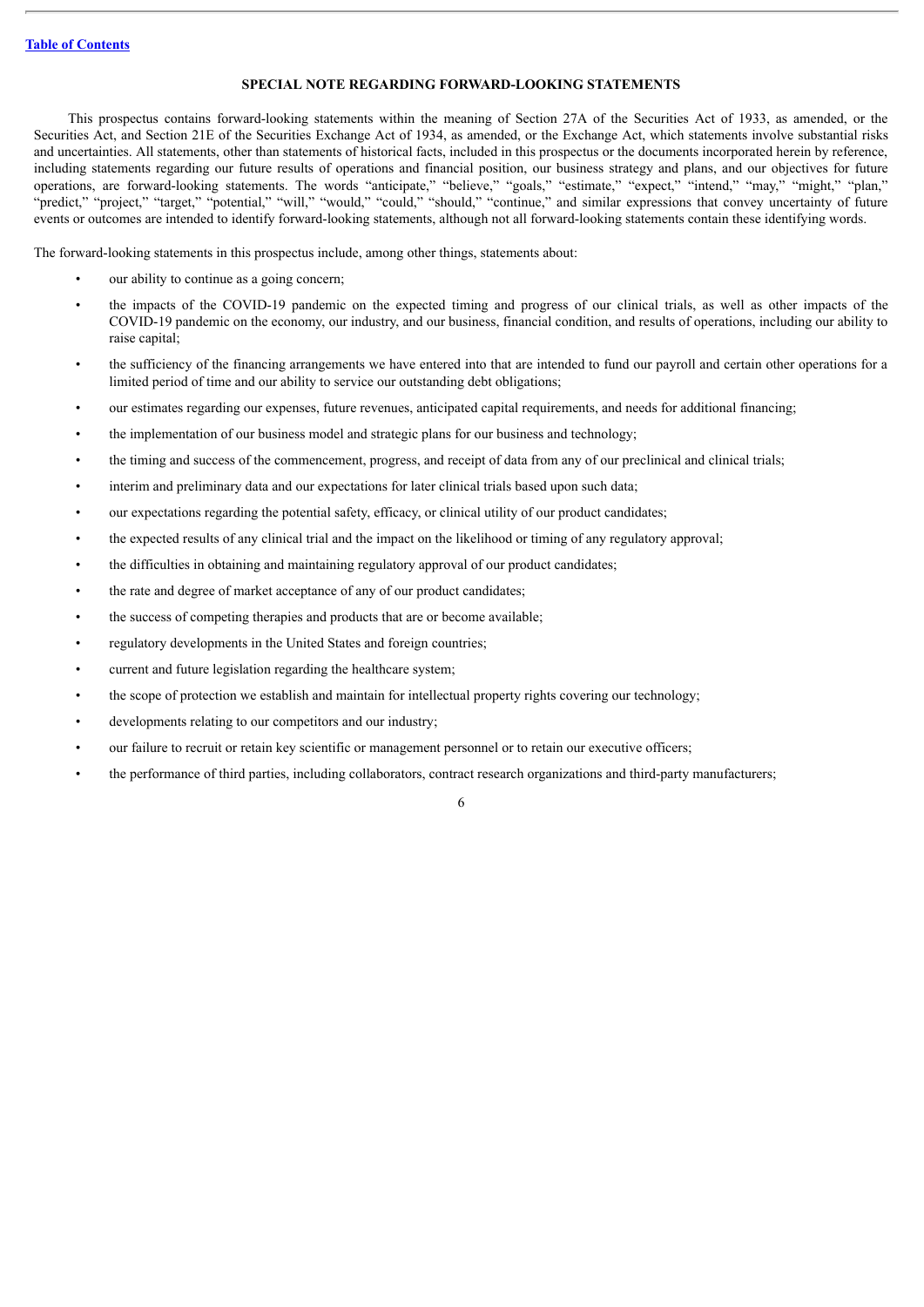## SPECIAL NOTE REGARDING FORWARD-LOOKING STATEMENTS

This prospectus contains forward-looking statements within the meaning of Section 27A of the Securities Act of 1933, as amended, or the Securities Act, and Section 21E of the Securities Exchange Act of 1934, as amended, or the Exchange Act, which statements involve substantial risks and uncertainties. All statements, other than statements of historical facts, included in this prospectus or the documents incorporated herein by reference, including statements regarding our future results of operations and financial position, our business strategy and plans, and our objectives for future operations, are forward-looking statements. The words "anticipate," "believe," "goals," "estimate," "expect," "intend," "may," "might," "plan," "predict," "project," "target," "potential," "will," "would," "could," "should," "continue," and similar expressions that convey uncertainty of future events or outcomes are intended to identify forward-looking statements, although not all forward-looking statements contain these identifying words.

The forward-looking statements in this prospectus include, among other things, statements about:

- our ability to continue as a going concern;
- the impacts of the COVID-19 pandemic on the expected timing and progress of our clinical trials, as well as other impacts of the COVID-19 pandemic on the economy, our industry, and our business, financial condition, and results of operations, including our ability to raise capital;
- the sufficiency of the financing arrangements we have entered into that are intended to fund our payroll and certain other operations for a limited period of time and our ability to service our outstanding debt obligations;
- our estimates regarding our expenses, future revenues, anticipated capital requirements, and needs for additional financing;
- the implementation of our business model and strategic plans for our business and technology;
- the timing and success of the commencement, progress, and receipt of data from any of our preclinical and clinical trials;
- interim and preliminary data and our expectations for later clinical trials based upon such data;
- our expectations regarding the potential safety, efficacy, or clinical utility of our product candidates;
- the expected results of any clinical trial and the impact on the likelihood or timing of any regulatory approval;
- the difficulties in obtaining and maintaining regulatory approval of our product candidates;
- the rate and degree of market acceptance of any of our product candidates;
- the success of competing therapies and products that are or become available;
- regulatory developments in the United States and foreign countries;
- current and future legislation regarding the healthcare system;
- the scope of protection we establish and maintain for intellectual property rights covering our technology;
- developments relating to our competitors and our industry;
- our failure to recruit or retain key scientific or management personnel or to retain our executive officers;
- the performance of third parties, including collaborators, contract research organizations and third-party manufacturers;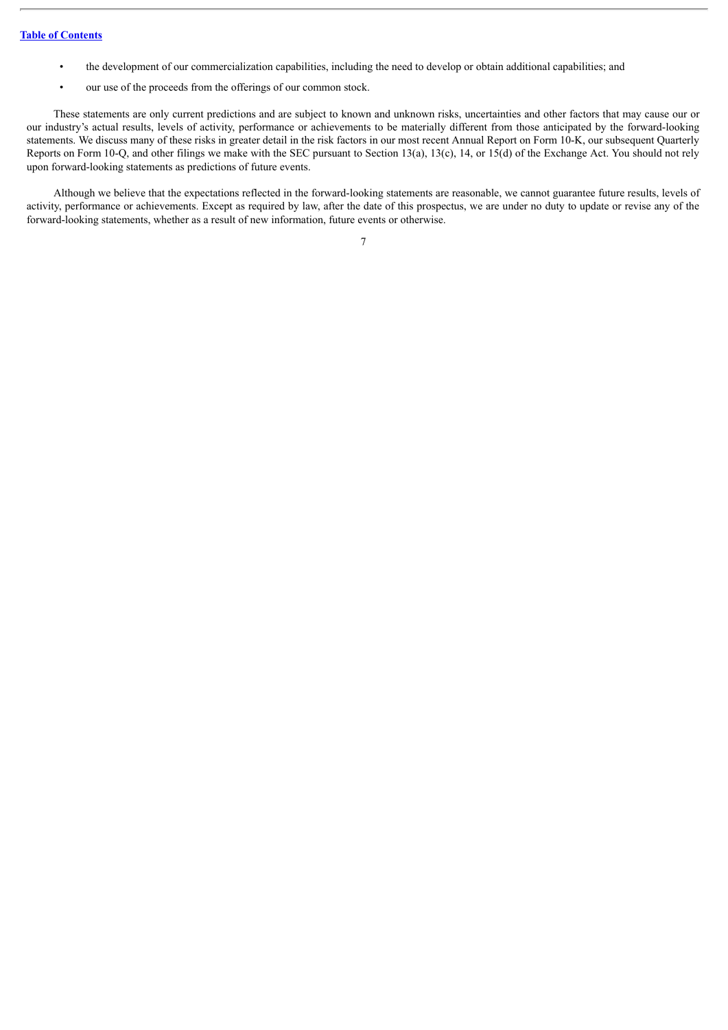- the development of our commercialization capabilities, including the need to develop or obtain additional capabilities; and
- our use of the proceeds from the offerings of our common stock.

These statements are only current predictions and are subject to known and unknown risks, uncertainties and other factors that may cause our or our industry's actual results, levels of activity, performance or achievements to be materially different from those anticipated by the forward-looking statements. We discuss many of these risks in greater detail in the risk factors in our most recent Annual Report on Form 10-K, our subsequent Quarterly Reports on Form 10-Q, and other filings we make with the SEC pursuant to Section 13(a), 13(c), 14, or 15(d) of the Exchange Act. You should not rely upon forward-looking statements as predictions of future events.

Although we believe that the expectations reflected in the forward-looking statements are reasonable, we cannot guarantee future results, levels of activity, performance or achievements. Except as required by law, after the date of this prospectus, we are under no duty to update or revise any of the forward-looking statements, whether as a result of new information, future events or otherwise.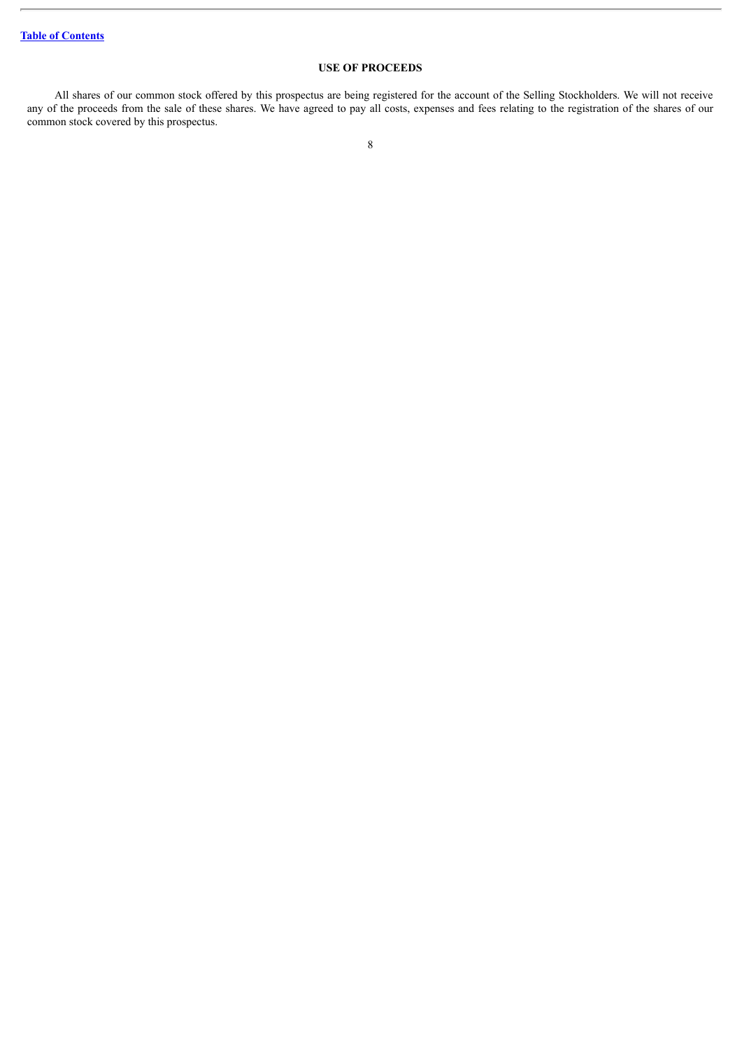## USE OF PROCEEDS

All shares of our common stock offered by this prospectus are being registered for the account of the Selling Stockholders. We will not receive any of the proceeds from the sale of these shares. We have agreed to pay all costs, expenses and fees relating to the registration of the shares of our common stock covered by this prospectus.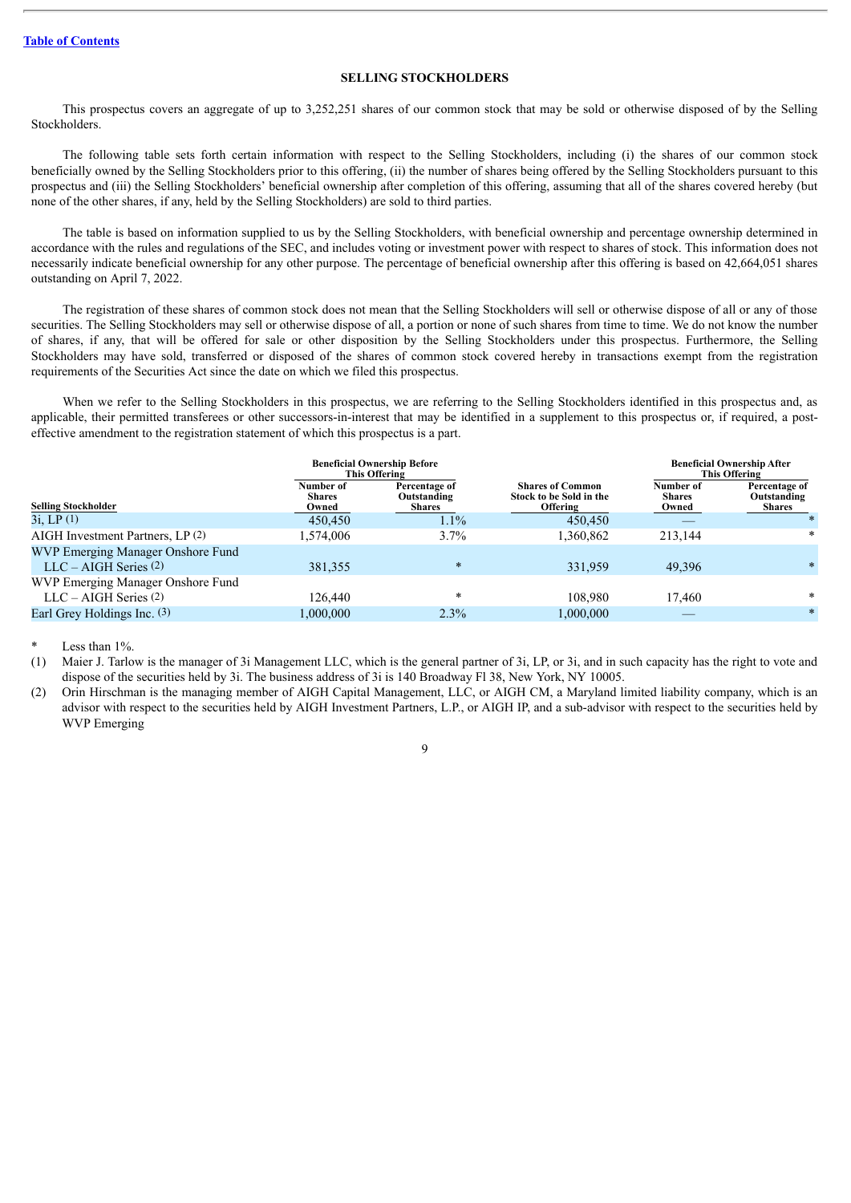[Table of Contents](#)

## SELLING STOCKHOLDERS

This prospectus covers an aggregate of up to 3,252,251 shares of our common stock that may be sold or otherwise disposed of by the Selling Stockholders.

The following table sets forth certain information with respect to the Selling Stockholders, including (i) the shares of our common stock beneficially owned by the Selling Stockholders prior to this offering, (ii) the number of shares being offered by the Selling Stockholders pursuant to this prospectus and (iii) the Selling Stockholders' beneficial ownership after completion of this offering, assuming that all of the shares covered hereby (but none of the other shares, if any, held by the Selling Stockholders) are sold to third parties.

The table is based on information supplied to us by the Selling Stockholders, with beneficial ownership and percentage ownership determined in accordance with the rules and regulations of the SEC, and includes voting or investment power with respect to shares of stock. This information does not necessarily indicate beneficial ownership for any other purpose. The percentage of beneficial ownership after this offering is based on 42,664,051 shares outstanding on April 7, 2022.

The registration of these shares of common stock does not mean that the Selling Stockholders will sell or otherwise dispose of all or any of those securities. The Selling Stockholders may sell or otherwise dispose of all, a portion or none of such shares from time to time. We do not know the number of shares, if any, that will be offered for sale or other disposition by the Selling Stockholders under this prospectus. Furthermore, the Selling Stockholders may have sold, transferred or disposed of the shares of common stock covered hereby in transactions exempt from the registration requirements of the Securities Act since the date on which we filed this prospectus.

When we refer to the Selling Stockholders in this prospectus, we are referring to the Selling Stockholders identified in this prospectus and, as applicable, their permitted transferees or other successors-in-interest that may be identified in a supplement to this prospectus or, if required, a post-effective amendment to the registration statement of which this prospectus is a part.

| | Beneficial Ownership Before This Offering | | | Beneficial Ownership After This Offering | |
|---|---|---|---|---|---|
| **Selling Stockholder** | **Number of Shares Owned** | **Percentage of Outstanding Shares** | **Shares of Common Stock to be Sold in the Offering** | **Number of Shares Owned** | **Percentage of Outstanding Shares** |
| 3i, LP (1) | 450,450 | 1.1% | 450,450 | — | * |
| AIGH Investment Partners, LP (2) | 1,574,006 | 3.7% | 1,360,862 | 213,144 | * |
| WVP Emerging Manager Onshore Fund LLC – AIGH Series (2) | 381,355 | * | 331,959 | 49,396 | * |
| WVP Emerging Manager Onshore Fund LLC – AIGH Series (2) | 126,440 | * | 108,980 | 17,460 | * |
| Earl Grey Holdings Inc. (3) | 1,000,000 | 2.3% | 1,000,000 | — | * |

\* Less than 1%.

(1) Maier J. Tarlow is the manager of 3i Management LLC, which is the general partner of 3i, LP, or 3i, and in such capacity has the right to vote and dispose of the securities held by 3i. The business address of 3i is 140 Broadway Fl 38, New York, NY 10005.

(2) Orin Hirschman is the managing member of AIGH Capital Management, LLC, or AIGH CM, a Maryland limited liability company, which is an advisor with respect to the securities held by AIGH Investment Partners, L.P., or AIGH IP, and a sub-advisor with respect to the securities held by WVP Emerging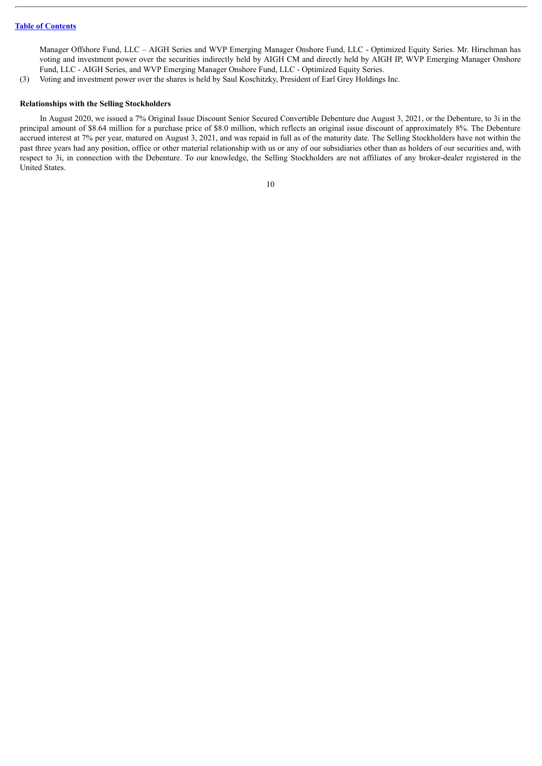Manager Offshore Fund, LLC – AIGH Series and WVP Emerging Manager Onshore Fund, LLC - Optimized Equity Series. Mr. Hirschman has voting and investment power over the securities indirectly held by AIGH CM and directly held by AIGH IP, WVP Emerging Manager Onshore Fund, LLC - AIGH Series, and WVP Emerging Manager Onshore Fund, LLC - Optimized Equity Series.

(3) Voting and investment power over the shares is held by Saul Koschitzky, President of Earl Grey Holdings Inc.

**Relationships with the Selling Stockholders**

In August 2020, we issued a 7% Original Issue Discount Senior Secured Convertible Debenture due August 3, 2021, or the Debenture, to 3i in the principal amount of $8.64 million for a purchase price of $8.0 million, which reflects an original issue discount of approximately 8%. The Debenture accrued interest at 7% per year, matured on August 3, 2021, and was repaid in full as of the maturity date. The Selling Stockholders have not within the past three years had any position, office or other material relationship with us or any of our subsidiaries other than as holders of our securities and, with respect to 3i, in connection with the Debenture. To our knowledge, the Selling Stockholders are not affiliates of any broker-dealer registered in the United States.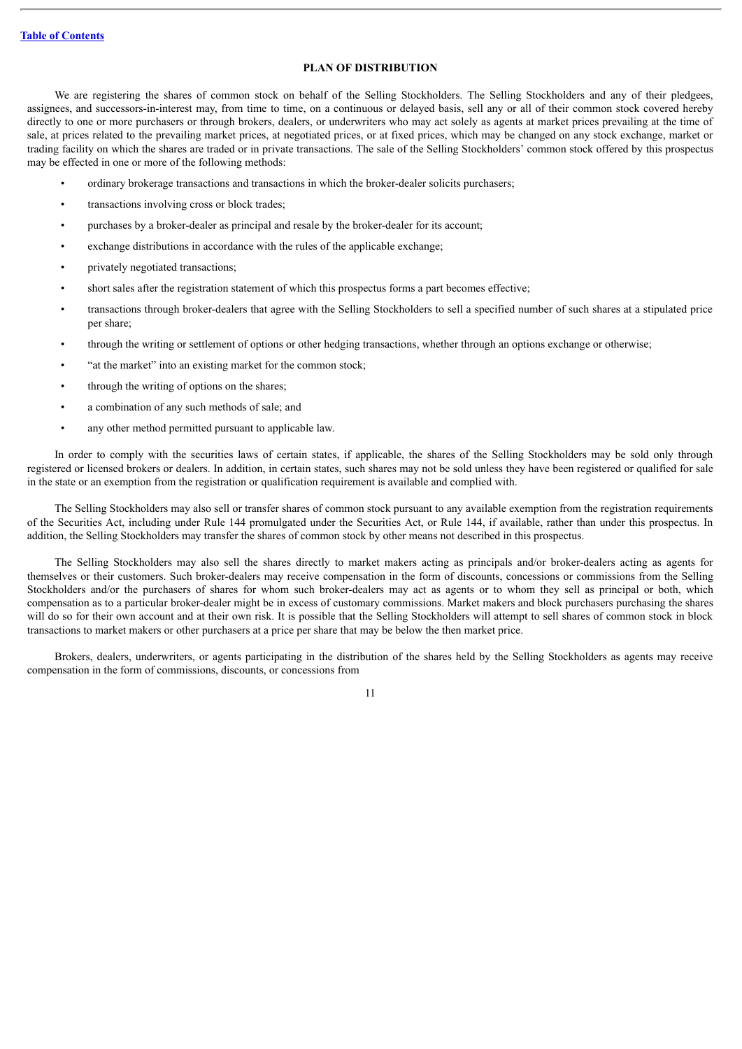## PLAN OF DISTRIBUTION

We are registering the shares of common stock on behalf of the Selling Stockholders. The Selling Stockholders and any of their pledgees, assignees, and successors-in-interest may, from time to time, on a continuous or delayed basis, sell any or all of their common stock covered hereby directly to one or more purchasers or through brokers, dealers, or underwriters who may act solely as agents at market prices prevailing at the time of sale, at prices related to the prevailing market prices, at negotiated prices, or at fixed prices, which may be changed on any stock exchange, market or trading facility on which the shares are traded or in private transactions. The sale of the Selling Stockholders' common stock offered by this prospectus may be effected in one or more of the following methods:

- ordinary brokerage transactions and transactions in which the broker-dealer solicits purchasers;
- transactions involving cross or block trades;
- purchases by a broker-dealer as principal and resale by the broker-dealer for its account;
- exchange distributions in accordance with the rules of the applicable exchange;
- privately negotiated transactions;
- short sales after the registration statement of which this prospectus forms a part becomes effective;
- transactions through broker-dealers that agree with the Selling Stockholders to sell a specified number of such shares at a stipulated price per share;
- through the writing or settlement of options or other hedging transactions, whether through an options exchange or otherwise;
- "at the market" into an existing market for the common stock;
- through the writing of options on the shares;
- a combination of any such methods of sale; and
- any other method permitted pursuant to applicable law.

In order to comply with the securities laws of certain states, if applicable, the shares of the Selling Stockholders may be sold only through registered or licensed brokers or dealers. In addition, in certain states, such shares may not be sold unless they have been registered or qualified for sale in the state or an exemption from the registration or qualification requirement is available and complied with.

The Selling Stockholders may also sell or transfer shares of common stock pursuant to any available exemption from the registration requirements of the Securities Act, including under Rule 144 promulgated under the Securities Act, or Rule 144, if available, rather than under this prospectus. In addition, the Selling Stockholders may transfer the shares of common stock by other means not described in this prospectus.

The Selling Stockholders may also sell the shares directly to market makers acting as principals and/or broker-dealers acting as agents for themselves or their customers. Such broker-dealers may receive compensation in the form of discounts, concessions or commissions from the Selling Stockholders and/or the purchasers of shares for whom such broker-dealers may act as agents or to whom they sell as principal or both, which compensation as to a particular broker-dealer might be in excess of customary commissions. Market makers and block purchasers purchasing the shares will do so for their own account and at their own risk. It is possible that the Selling Stockholders will attempt to sell shares of common stock in block transactions to market makers or other purchasers at a price per share that may be below the then market price.

Brokers, dealers, underwriters, or agents participating in the distribution of the shares held by the Selling Stockholders as agents may receive compensation in the form of commissions, discounts, or concessions from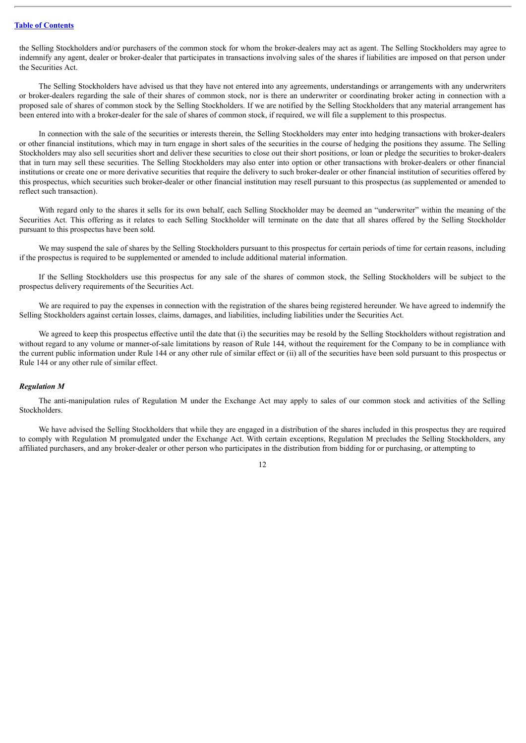the Selling Stockholders and/or purchasers of the common stock for whom the broker-dealers may act as agent. The Selling Stockholders may agree to indemnify any agent, dealer or broker-dealer that participates in transactions involving sales of the shares if liabilities are imposed on that person under the Securities Act.

The Selling Stockholders have advised us that they have not entered into any agreements, understandings or arrangements with any underwriters or broker-dealers regarding the sale of their shares of common stock, nor is there an underwriter or coordinating broker acting in connection with a proposed sale of shares of common stock by the Selling Stockholders. If we are notified by the Selling Stockholders that any material arrangement has been entered into with a broker-dealer for the sale of shares of common stock, if required, we will file a supplement to this prospectus.

In connection with the sale of the securities or interests therein, the Selling Stockholders may enter into hedging transactions with broker-dealers or other financial institutions, which may in turn engage in short sales of the securities in the course of hedging the positions they assume. The Selling Stockholders may also sell securities short and deliver these securities to close out their short positions, or loan or pledge the securities to broker-dealers that in turn may sell these securities. The Selling Stockholders may also enter into option or other transactions with broker-dealers or other financial institutions or create one or more derivative securities that require the delivery to such broker-dealer or other financial institution of securities offered by this prospectus, which securities such broker-dealer or other financial institution may resell pursuant to this prospectus (as supplemented or amended to reflect such transaction).

With regard only to the shares it sells for its own behalf, each Selling Stockholder may be deemed an "underwriter" within the meaning of the Securities Act. This offering as it relates to each Selling Stockholder will terminate on the date that all shares offered by the Selling Stockholder pursuant to this prospectus have been sold.

We may suspend the sale of shares by the Selling Stockholders pursuant to this prospectus for certain periods of time for certain reasons, including if the prospectus is required to be supplemented or amended to include additional material information.

If the Selling Stockholders use this prospectus for any sale of the shares of common stock, the Selling Stockholders will be subject to the prospectus delivery requirements of the Securities Act.

We are required to pay the expenses in connection with the registration of the shares being registered hereunder. We have agreed to indemnify the Selling Stockholders against certain losses, claims, damages, and liabilities, including liabilities under the Securities Act.

We agreed to keep this prospectus effective until the date that (i) the securities may be resold by the Selling Stockholders without registration and without regard to any volume or manner-of-sale limitations by reason of Rule 144, without the requirement for the Company to be in compliance with the current public information under Rule 144 or any other rule of similar effect or (ii) all of the securities have been sold pursuant to this prospectus or Rule 144 or any other rule of similar effect.

***Regulation M***

The anti-manipulation rules of Regulation M under the Exchange Act may apply to sales of our common stock and activities of the Selling Stockholders.

We have advised the Selling Stockholders that while they are engaged in a distribution of the shares included in this prospectus they are required to comply with Regulation M promulgated under the Exchange Act. With certain exceptions, Regulation M precludes the Selling Stockholders, any affiliated purchasers, and any broker-dealer or other person who participates in the distribution from bidding for or purchasing, or attempting to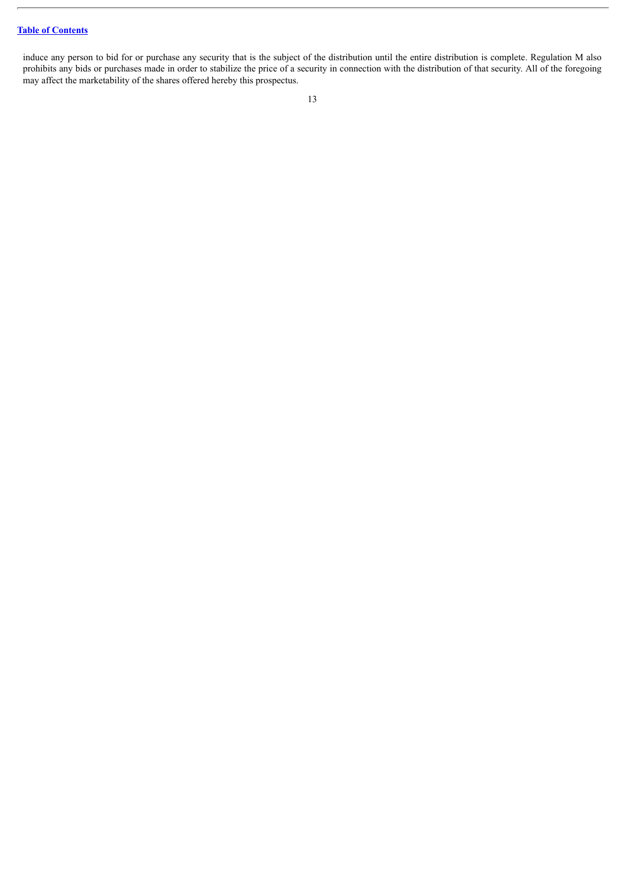induce any person to bid for or purchase any security that is the subject of the distribution until the entire distribution is complete. Regulation M also prohibits any bids or purchases made in order to stabilize the price of a security in connection with the distribution of that security. All of the foregoing may affect the marketability of the shares offered hereby this prospectus.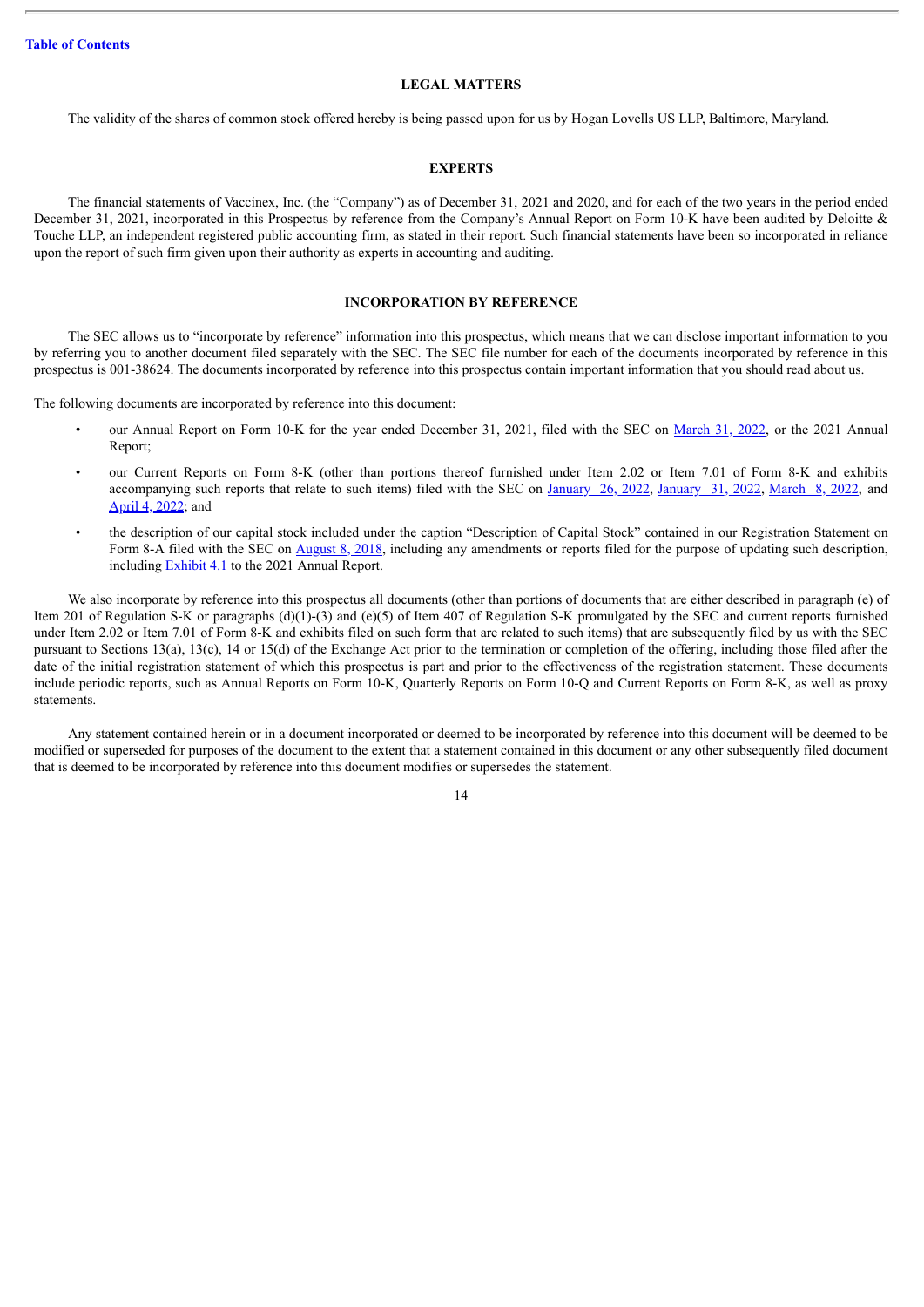## LEGAL MATTERS

The validity of the shares of common stock offered hereby is being passed upon for us by Hogan Lovells US LLP, Baltimore, Maryland.

## EXPERTS

The financial statements of Vaccinex, Inc. (the "Company") as of December 31, 2021 and 2020, and for each of the two years in the period ended December 31, 2021, incorporated in this Prospectus by reference from the Company's Annual Report on Form 10-K have been audited by Deloitte & Touche LLP, an independent registered public accounting firm, as stated in their report. Such financial statements have been so incorporated in reliance upon the report of such firm given upon their authority as experts in accounting and auditing.

## INCORPORATION BY REFERENCE

The SEC allows us to "incorporate by reference" information into this prospectus, which means that we can disclose important information to you by referring you to another document filed separately with the SEC. The SEC file number for each of the documents incorporated by reference in this prospectus is 001-38624. The documents incorporated by reference into this prospectus contain important information that you should read about us.

The following documents are incorporated by reference into this document:

- our Annual Report on Form 10-K for the year ended December 31, 2021, filed with the SEC on March 31, 2022, or the 2021 Annual Report;
- our Current Reports on Form 8-K (other than portions thereof furnished under Item 2.02 or Item 7.01 of Form 8-K and exhibits accompanying such reports that relate to such items) filed with the SEC on January 26, 2022, January 31, 2022, March 8, 2022, and April 4, 2022; and
- the description of our capital stock included under the caption "Description of Capital Stock" contained in our Registration Statement on Form 8-A filed with the SEC on August 8, 2018, including any amendments or reports filed for the purpose of updating such description, including Exhibit 4.1 to the 2021 Annual Report.

We also incorporate by reference into this prospectus all documents (other than portions of documents that are either described in paragraph (e) of Item 201 of Regulation S-K or paragraphs (d)(1)-(3) and (e)(5) of Item 407 of Regulation S-K promulgated by the SEC and current reports furnished under Item 2.02 or Item 7.01 of Form 8-K and exhibits filed on such form that are related to such items) that are subsequently filed by us with the SEC pursuant to Sections 13(a), 13(c), 14 or 15(d) of the Exchange Act prior to the termination or completion of the offering, including those filed after the date of the initial registration statement of which this prospectus is part and prior to the effectiveness of the registration statement. These documents include periodic reports, such as Annual Reports on Form 10-K, Quarterly Reports on Form 10-Q and Current Reports on Form 8-K, as well as proxy statements.

Any statement contained herein or in a document incorporated or deemed to be incorporated by reference into this document will be deemed to be modified or superseded for purposes of the document to the extent that a statement contained in this document or any other subsequently filed document that is deemed to be incorporated by reference into this document modifies or supersedes the statement.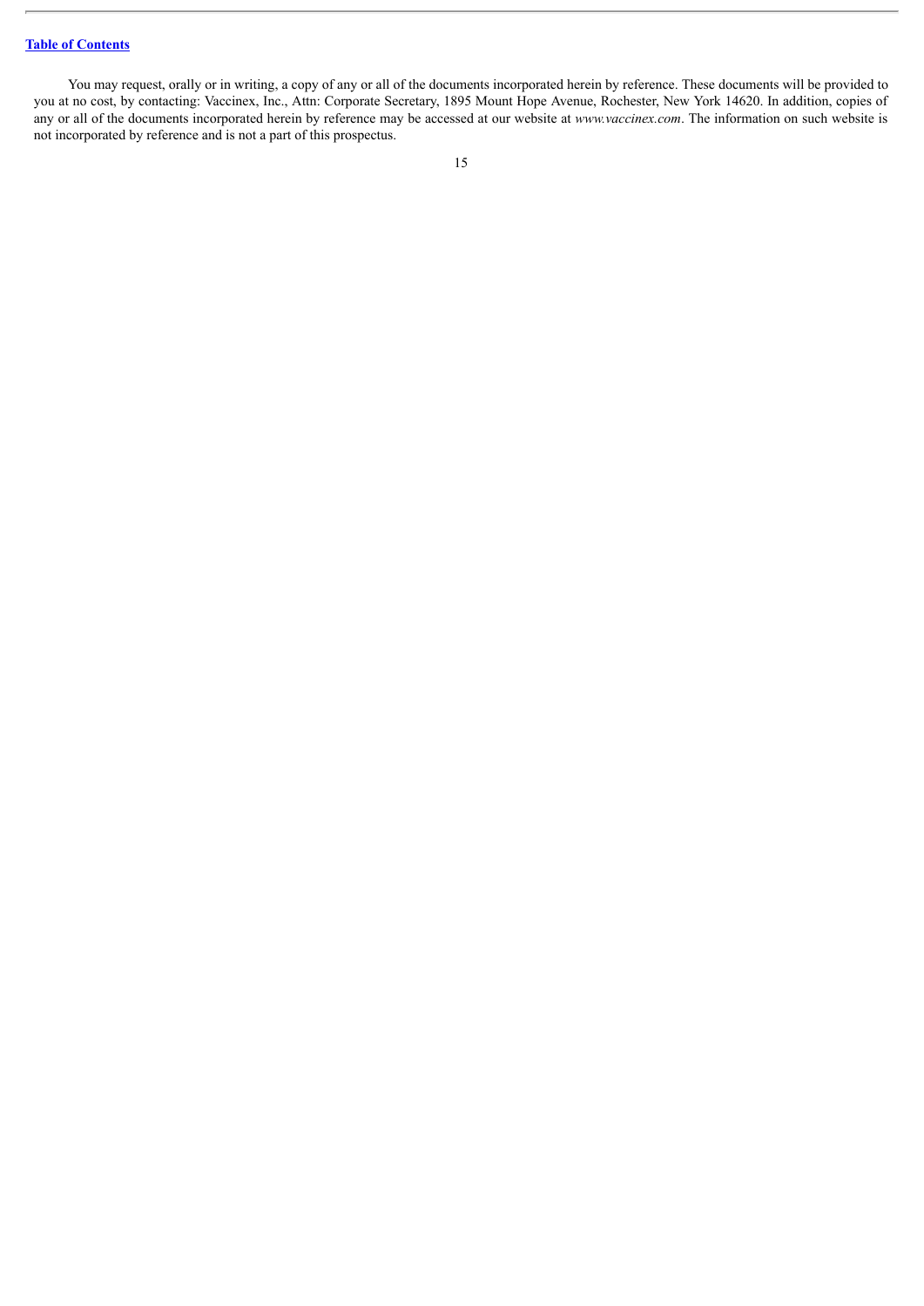You may request, orally or in writing, a copy of any or all of the documents incorporated herein by reference. These documents will be provided to you at no cost, by contacting: Vaccinex, Inc., Attn: Corporate Secretary, 1895 Mount Hope Avenue, Rochester, New York 14620. In addition, copies of any or all of the documents incorporated herein by reference may be accessed at our website at *www.vaccinex.com*. The information on such website is not incorporated by reference and is not a part of this prospectus.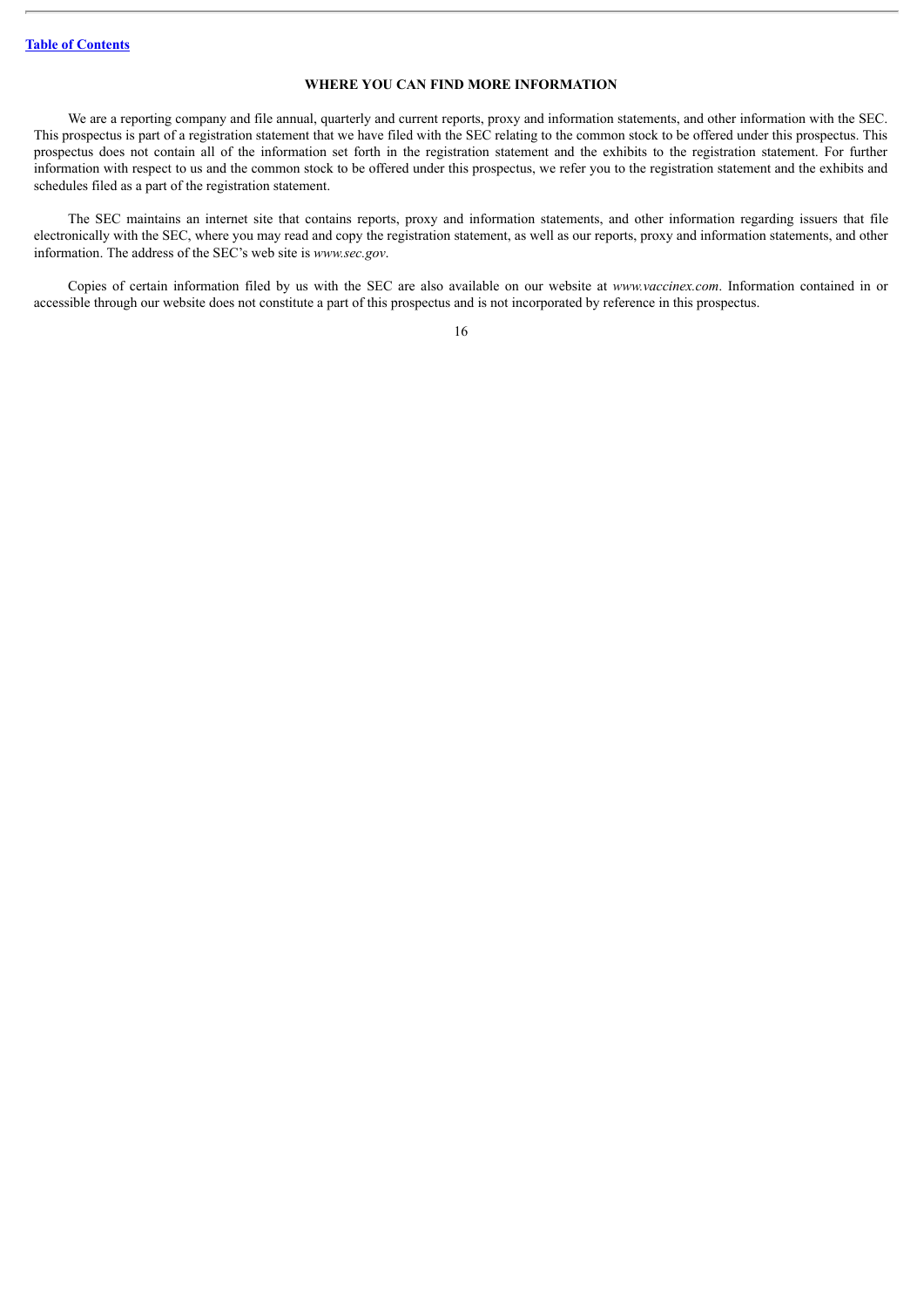## WHERE YOU CAN FIND MORE INFORMATION

We are a reporting company and file annual, quarterly and current reports, proxy and information statements, and other information with the SEC. This prospectus is part of a registration statement that we have filed with the SEC relating to the common stock to be offered under this prospectus. This prospectus does not contain all of the information set forth in the registration statement and the exhibits to the registration statement. For further information with respect to us and the common stock to be offered under this prospectus, we refer you to the registration statement and the exhibits and schedules filed as a part of the registration statement.

The SEC maintains an internet site that contains reports, proxy and information statements, and other information regarding issuers that file electronically with the SEC, where you may read and copy the registration statement, as well as our reports, proxy and information statements, and other information. The address of the SEC's web site is *www.sec.gov*.

Copies of certain information filed by us with the SEC are also available on our website at *www.vaccinex.com*. Information contained in or accessible through our website does not constitute a part of this prospectus and is not incorporated by reference in this prospectus.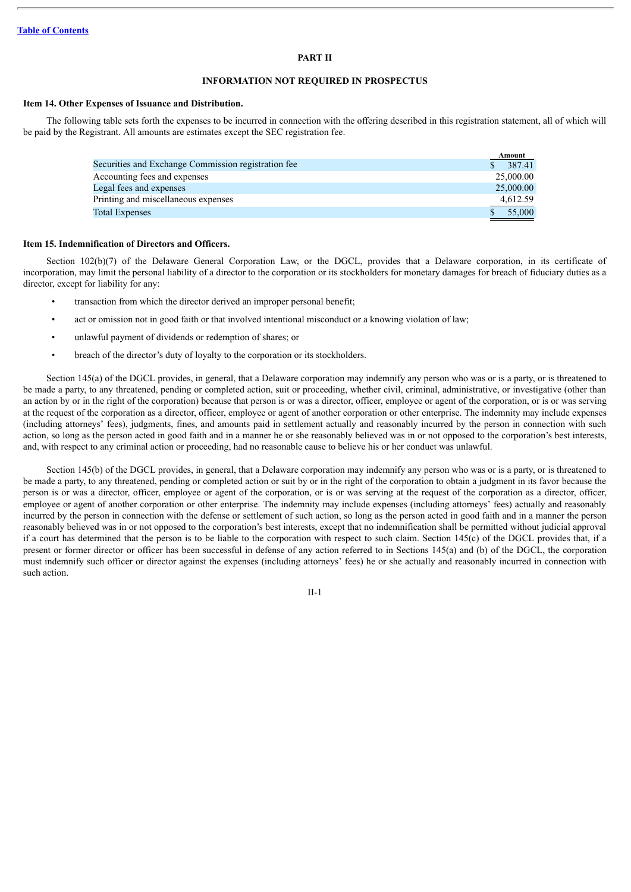[Table of Contents](#)

## PART II

## INFORMATION NOT REQUIRED IN PROSPECTUS

### Item 14. Other Expenses of Issuance and Distribution.

The following table sets forth the expenses to be incurred in connection with the offering described in this registration statement, all of which will be paid by the Registrant. All amounts are estimates except the SEC registration fee.

| | Amount |
|---|---|
| Securities and Exchange Commission registration fee | $ 387.41 |
| Accounting fees and expenses | 25,000.00 |
| Legal fees and expenses | 25,000.00 |
| Printing and miscellaneous expenses | 4,612.59 |
| Total Expenses | $ 55,000 |

### Item 15. Indemnification of Directors and Officers.

Section 102(b)(7) of the Delaware General Corporation Law, or the DGCL, provides that a Delaware corporation, in its certificate of incorporation, may limit the personal liability of a director to the corporation or its stockholders for monetary damages for breach of fiduciary duties as a director, except for liability for any:

- transaction from which the director derived an improper personal benefit;
- act or omission not in good faith or that involved intentional misconduct or a knowing violation of law;
- unlawful payment of dividends or redemption of shares; or
- breach of the director's duty of loyalty to the corporation or its stockholders.

Section 145(a) of the DGCL provides, in general, that a Delaware corporation may indemnify any person who was or is a party, or is threatened to be made a party, to any threatened, pending or completed action, suit or proceeding, whether civil, criminal, administrative, or investigative (other than an action by or in the right of the corporation) because that person is or was a director, officer, employee or agent of the corporation, or is or was serving at the request of the corporation as a director, officer, employee or agent of another corporation or other enterprise. The indemnity may include expenses (including attorneys' fees), judgments, fines, and amounts paid in settlement actually and reasonably incurred by the person in connection with such action, so long as the person acted in good faith and in a manner he or she reasonably believed was in or not opposed to the corporation's best interests, and, with respect to any criminal action or proceeding, had no reasonable cause to believe his or her conduct was unlawful.

Section 145(b) of the DGCL provides, in general, that a Delaware corporation may indemnify any person who was or is a party, or is threatened to be made a party, to any threatened, pending or completed action or suit by or in the right of the corporation to obtain a judgment in its favor because the person is or was a director, officer, employee or agent of the corporation, or is or was serving at the request of the corporation as a director, officer, employee or agent of another corporation or other enterprise. The indemnity may include expenses (including attorneys' fees) actually and reasonably incurred by the person in connection with the defense or settlement of such action, so long as the person acted in good faith and in a manner the person reasonably believed was in or not opposed to the corporation's best interests, except that no indemnification shall be permitted without judicial approval if a court has determined that the person is to be liable to the corporation with respect to such claim. Section 145(c) of the DGCL provides that, if a present or former director or officer has been successful in defense of any action referred to in Sections 145(a) and (b) of the DGCL, the corporation must indemnify such officer or director against the expenses (including attorneys' fees) he or she actually and reasonably incurred in connection with such action.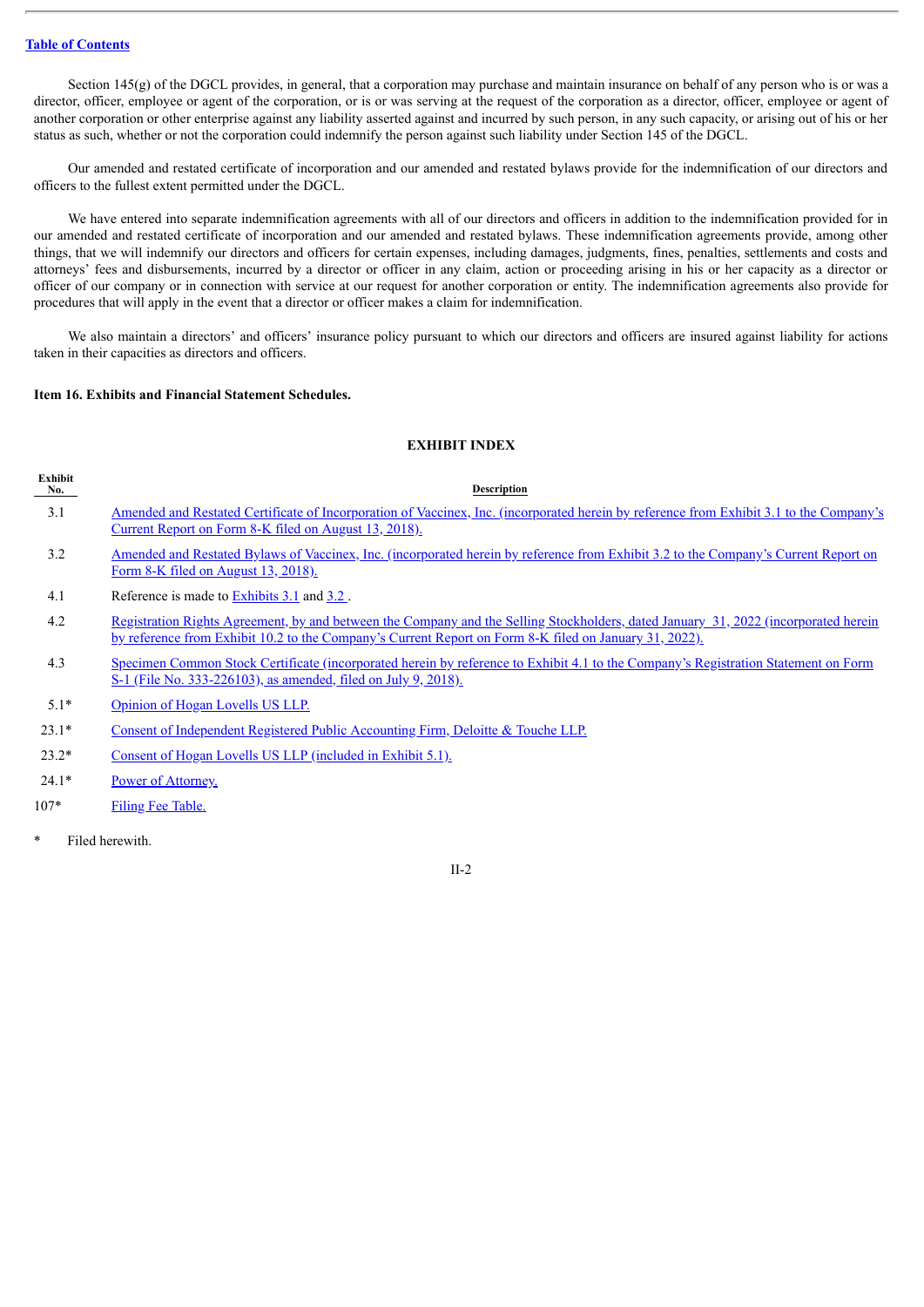Section 145(g) of the DGCL provides, in general, that a corporation may purchase and maintain insurance on behalf of any person who is or was a director, officer, employee or agent of the corporation, or is or was serving at the request of the corporation as a director, officer, employee or agent of another corporation or other enterprise against any liability asserted against and incurred by such person, in any such capacity, or arising out of his or her status as such, whether or not the corporation could indemnify the person against such liability under Section 145 of the DGCL.

Our amended and restated certificate of incorporation and our amended and restated bylaws provide for the indemnification of our directors and officers to the fullest extent permitted under the DGCL.

We have entered into separate indemnification agreements with all of our directors and officers in addition to the indemnification provided for in our amended and restated certificate of incorporation and our amended and restated bylaws. These indemnification agreements provide, among other things, that we will indemnify our directors and officers for certain expenses, including damages, judgments, fines, penalties, settlements and costs and attorneys' fees and disbursements, incurred by a director or officer in any claim, action or proceeding arising in his or her capacity as a director or officer of our company or in connection with service at our request for another corporation or entity. The indemnification agreements also provide for procedures that will apply in the event that a director or officer makes a claim for indemnification.

We also maintain a directors' and officers' insurance policy pursuant to which our directors and officers are insured against liability for actions taken in their capacities as directors and officers.

**Item 16. Exhibits and Financial Statement Schedules.**

**EXHIBIT INDEX**

| Exhibit No. | Description |
|---|---|
| 3.1 | Amended and Restated Certificate of Incorporation of Vaccinex, Inc. (incorporated herein by reference from Exhibit 3.1 to the Company's Current Report on Form 8-K filed on August 13, 2018). |
| 3.2 | Amended and Restated Bylaws of Vaccinex, Inc. (incorporated herein by reference from Exhibit 3.2 to the Company's Current Report on Form 8-K filed on August 13, 2018). |
| 4.1 | Reference is made to Exhibits 3.1 and 3.2 . |
| 4.2 | Registration Rights Agreement, by and between the Company and the Selling Stockholders, dated January 31, 2022 (incorporated herein by reference from Exhibit 10.2 to the Company's Current Report on Form 8-K filed on January 31, 2022). |
| 4.3 | Specimen Common Stock Certificate (incorporated herein by reference to Exhibit 4.1 to the Company's Registration Statement on Form S-1 (File No. 333-226103), as amended, filed on July 9, 2018). |
| 5.1* | Opinion of Hogan Lovells US LLP. |
| 23.1* | Consent of Independent Registered Public Accounting Firm, Deloitte & Touche LLP. |
| 23.2* | Consent of Hogan Lovells US LLP (included in Exhibit 5.1). |
| 24.1* | Power of Attorney. |
| 107* | Filing Fee Table. |

\* Filed herewith.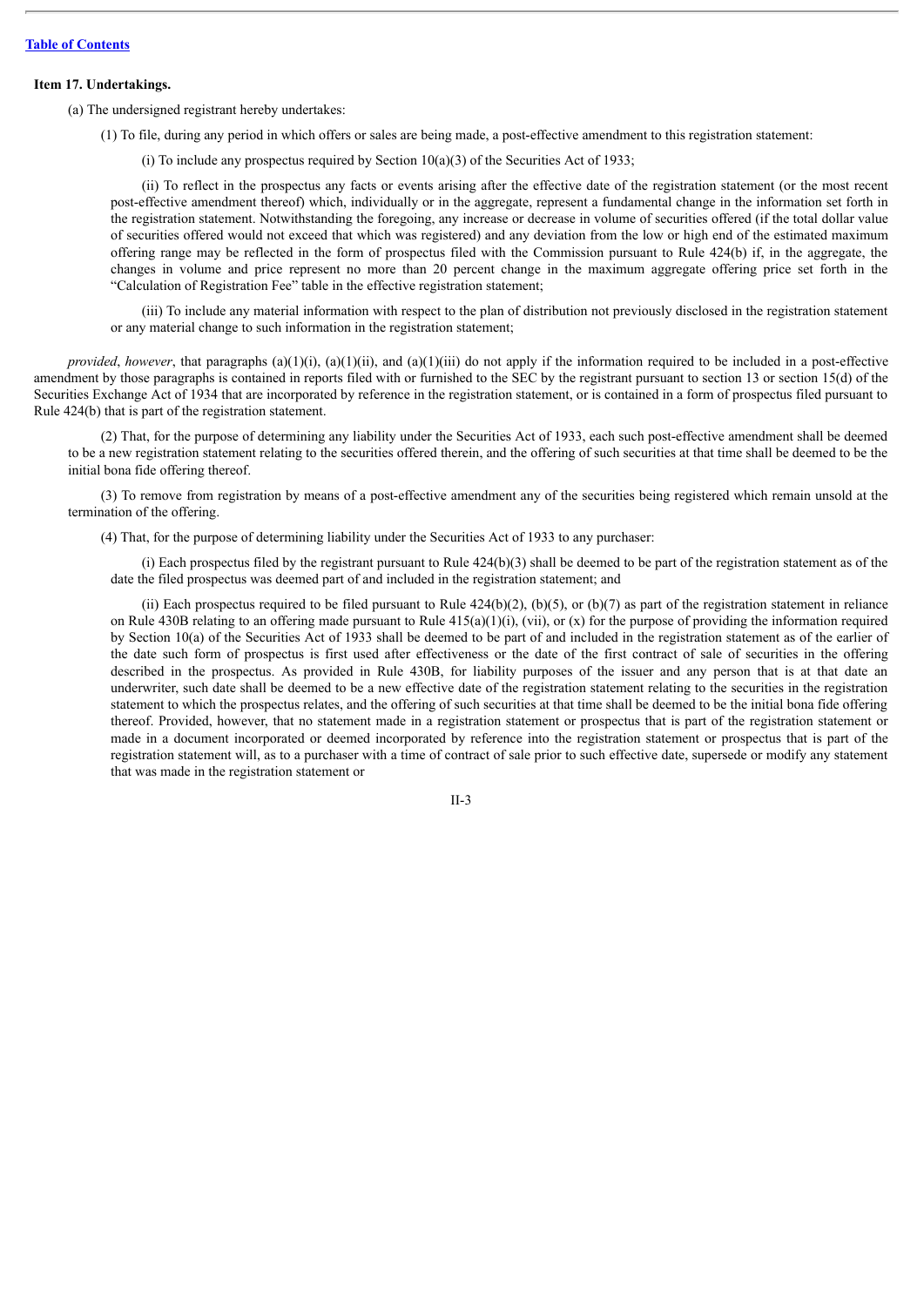**Item 17. Undertakings.**

(a) The undersigned registrant hereby undertakes:

(1) To file, during any period in which offers or sales are being made, a post-effective amendment to this registration statement:

(i) To include any prospectus required by Section 10(a)(3) of the Securities Act of 1933;

(ii) To reflect in the prospectus any facts or events arising after the effective date of the registration statement (or the most recent post-effective amendment thereof) which, individually or in the aggregate, represent a fundamental change in the information set forth in the registration statement. Notwithstanding the foregoing, any increase or decrease in volume of securities offered (if the total dollar value of securities offered would not exceed that which was registered) and any deviation from the low or high end of the estimated maximum offering range may be reflected in the form of prospectus filed with the Commission pursuant to Rule 424(b) if, in the aggregate, the changes in volume and price represent no more than 20 percent change in the maximum aggregate offering price set forth in the "Calculation of Registration Fee" table in the effective registration statement;

(iii) To include any material information with respect to the plan of distribution not previously disclosed in the registration statement or any material change to such information in the registration statement;

*provided*, *however*, that paragraphs (a)(1)(i), (a)(1)(ii), and (a)(1)(iii) do not apply if the information required to be included in a post-effective amendment by those paragraphs is contained in reports filed with or furnished to the SEC by the registrant pursuant to section 13 or section 15(d) of the Securities Exchange Act of 1934 that are incorporated by reference in the registration statement, or is contained in a form of prospectus filed pursuant to Rule 424(b) that is part of the registration statement.

(2) That, for the purpose of determining any liability under the Securities Act of 1933, each such post-effective amendment shall be deemed to be a new registration statement relating to the securities offered therein, and the offering of such securities at that time shall be deemed to be the initial bona fide offering thereof.

(3) To remove from registration by means of a post-effective amendment any of the securities being registered which remain unsold at the termination of the offering.

(4) That, for the purpose of determining liability under the Securities Act of 1933 to any purchaser:

(i) Each prospectus filed by the registrant pursuant to Rule 424(b)(3) shall be deemed to be part of the registration statement as of the date the filed prospectus was deemed part of and included in the registration statement; and

(ii) Each prospectus required to be filed pursuant to Rule 424(b)(2), (b)(5), or (b)(7) as part of the registration statement in reliance on Rule 430B relating to an offering made pursuant to Rule 415(a)(1)(i), (vii), or (x) for the purpose of providing the information required by Section 10(a) of the Securities Act of 1933 shall be deemed to be part of and included in the registration statement as of the earlier of the date such form of prospectus is first used after effectiveness or the date of the first contract of sale of securities in the offering described in the prospectus. As provided in Rule 430B, for liability purposes of the issuer and any person that is at that date an underwriter, such date shall be deemed to be a new effective date of the registration statement relating to the securities in the registration statement to which the prospectus relates, and the offering of such securities at that time shall be deemed to be the initial bona fide offering thereof. Provided, however, that no statement made in a registration statement or prospectus that is part of the registration statement or made in a document incorporated or deemed incorporated by reference into the registration statement or prospectus that is part of the registration statement will, as to a purchaser with a time of contract of sale prior to such effective date, supersede or modify any statement that was made in the registration statement or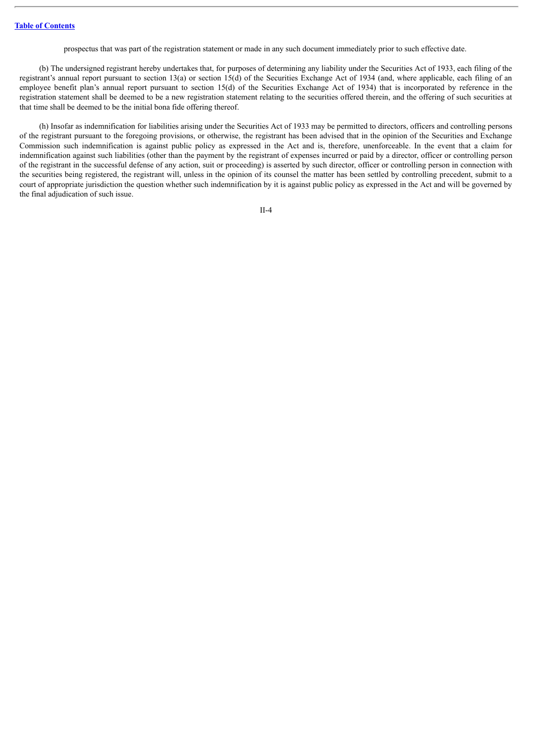prospectus that was part of the registration statement or made in any such document immediately prior to such effective date.

(b) The undersigned registrant hereby undertakes that, for purposes of determining any liability under the Securities Act of 1933, each filing of the registrant's annual report pursuant to section 13(a) or section 15(d) of the Securities Exchange Act of 1934 (and, where applicable, each filing of an employee benefit plan's annual report pursuant to section 15(d) of the Securities Exchange Act of 1934) that is incorporated by reference in the registration statement shall be deemed to be a new registration statement relating to the securities offered therein, and the offering of such securities at that time shall be deemed to be the initial bona fide offering thereof.

(h) Insofar as indemnification for liabilities arising under the Securities Act of 1933 may be permitted to directors, officers and controlling persons of the registrant pursuant to the foregoing provisions, or otherwise, the registrant has been advised that in the opinion of the Securities and Exchange Commission such indemnification is against public policy as expressed in the Act and is, therefore, unenforceable. In the event that a claim for indemnification against such liabilities (other than the payment by the registrant of expenses incurred or paid by a director, officer or controlling person of the registrant in the successful defense of any action, suit or proceeding) is asserted by such director, officer or controlling person in connection with the securities being registered, the registrant will, unless in the opinion of its counsel the matter has been settled by controlling precedent, submit to a court of appropriate jurisdiction the question whether such indemnification by it is against public policy as expressed in the Act and will be governed by the final adjudication of such issue.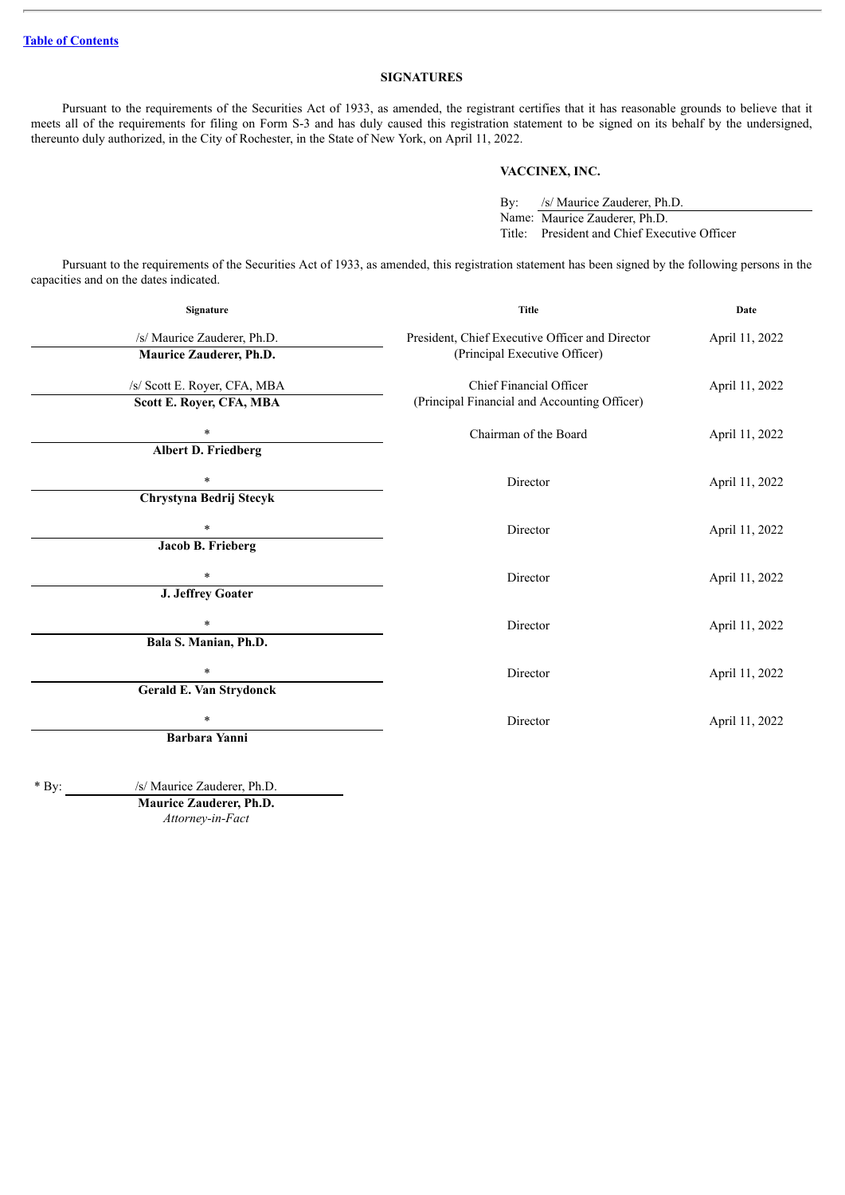[Table of Contents](#)

## SIGNATURES

Pursuant to the requirements of the Securities Act of 1933, as amended, the registrant certifies that it has reasonable grounds to believe that it meets all of the requirements for filing on Form S-3 and has duly caused this registration statement to be signed on its behalf by the undersigned, thereunto duly authorized, in the City of Rochester, in the State of New York, on April 11, 2022.

**VACCINEX, INC.**

By: /s/ Maurice Zauderer, Ph.D.
Name: Maurice Zauderer, Ph.D.
Title: President and Chief Executive Officer

Pursuant to the requirements of the Securities Act of 1933, as amended, this registration statement has been signed by the following persons in the capacities and on the dates indicated.

| Signature | Title | Date |
|---|---|---|
| /s/ Maurice Zauderer, Ph.D.<br>**Maurice Zauderer, Ph.D.** | President, Chief Executive Officer and Director<br>(Principal Executive Officer) | April 11, 2022 |
| /s/ Scott E. Royer, CFA, MBA<br>**Scott E. Royer, CFA, MBA** | Chief Financial Officer<br>(Principal Financial and Accounting Officer) | April 11, 2022 |
| *<br>**Albert D. Friedberg** | Chairman of the Board | April 11, 2022 |
| *<br>**Chrystyna Bedrij Stecyk** | Director | April 11, 2022 |
| *<br>**Jacob B. Frieberg** | Director | April 11, 2022 |
| *<br>**J. Jeffrey Goater** | Director | April 11, 2022 |
| *<br>**Bala S. Manian, Ph.D.** | Director | April 11, 2022 |
| *<br>**Gerald E. Van Strydonck** | Director | April 11, 2022 |
| *<br>**Barbara Yanni** | Director | April 11, 2022 |

* By: /s/ Maurice Zauderer, Ph.D.
**Maurice Zauderer, Ph.D.**
*Attorney-in-Fact*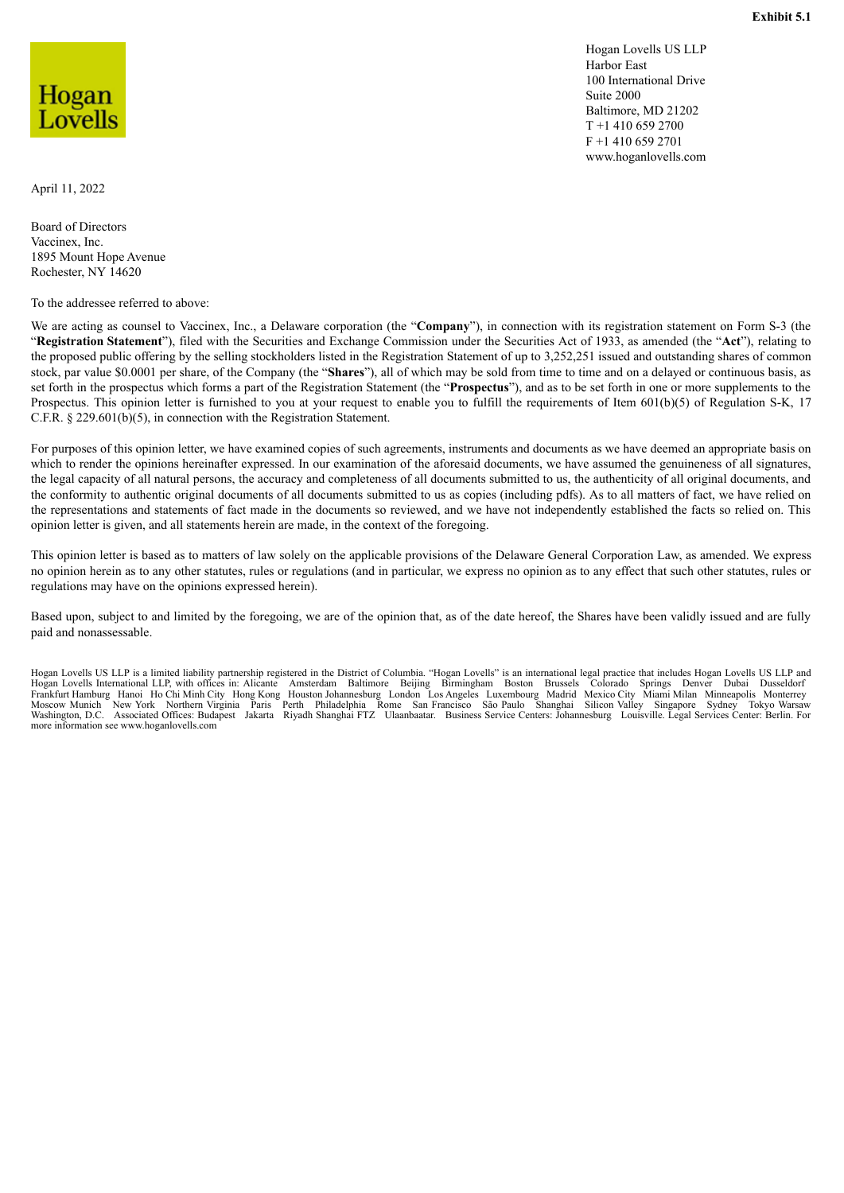**Exhibit 5.1**

Hogan Lovells

Hogan Lovells US LLP
Harbor East
100 International Drive
Suite 2000
Baltimore, MD 21202
T +1 410 659 2700
F +1 410 659 2701
www.hoganlovells.com

April 11, 2022

Board of Directors
Vaccinex, Inc.
1895 Mount Hope Avenue
Rochester, NY 14620

To the addressee referred to above:

We are acting as counsel to Vaccinex, Inc., a Delaware corporation (the "**Company**"), in connection with its registration statement on Form S-3 (the "**Registration Statement**"), filed with the Securities and Exchange Commission under the Securities Act of 1933, as amended (the "**Act**"), relating to the proposed public offering by the selling stockholders listed in the Registration Statement of up to 3,252,251 issued and outstanding shares of common stock, par value $0.0001 per share, of the Company (the "**Shares**"), all of which may be sold from time to time and on a delayed or continuous basis, as set forth in the prospectus which forms a part of the Registration Statement (the "**Prospectus**"), and as to be set forth in one or more supplements to the Prospectus. This opinion letter is furnished to you at your request to enable you to fulfill the requirements of Item 601(b)(5) of Regulation S-K, 17 C.F.R. § 229.601(b)(5), in connection with the Registration Statement.

For purposes of this opinion letter, we have examined copies of such agreements, instruments and documents as we have deemed an appropriate basis on which to render the opinions hereinafter expressed. In our examination of the aforesaid documents, we have assumed the genuineness of all signatures, the legal capacity of all natural persons, the accuracy and completeness of all documents submitted to us, the authenticity of all original documents, and the conformity to authentic original documents of all documents submitted to us as copies (including pdfs). As to all matters of fact, we have relied on the representations and statements of fact made in the documents so reviewed, and we have not independently established the facts so relied on. This opinion letter is given, and all statements herein are made, in the context of the foregoing.

This opinion letter is based as to matters of law solely on the applicable provisions of the Delaware General Corporation Law, as amended. We express no opinion herein as to any other statutes, rules or regulations (and in particular, we express no opinion as to any effect that such other statutes, rules or regulations may have on the opinions expressed herein).

Based upon, subject to and limited by the foregoing, we are of the opinion that, as of the date hereof, the Shares have been validly issued and are fully paid and nonassessable.

Hogan Lovells US LLP is a limited liability partnership registered in the District of Columbia. "Hogan Lovells" is an international legal practice that includes Hogan Lovells US LLP and Hogan Lovells International LLP, with offices in: Alicante Amsterdam Baltimore Beijing Birmingham Boston Brussels Colorado Springs Denver Dubai Dusseldorf Frankfurt Hamburg Hanoi Ho Chi Minh City Hong Kong Houston Johannesburg London Los Angeles Luxembourg Madrid Mexico City Miami Milan Minneapolis Monterrey Moscow Munich New York Northern Virginia Paris Perth Philadelphia Rome San Francisco São Paulo Shanghai Silicon Valley Singapore Sydney Tokyo Warsaw Washington, D.C. Associated Offices: Budapest Jakarta Riyadh Shanghai FTZ Ulaanbaatar. Business Service Centers: Johannesburg Louisville. Legal Services Center: Berlin. For more information see www.hoganlovells.com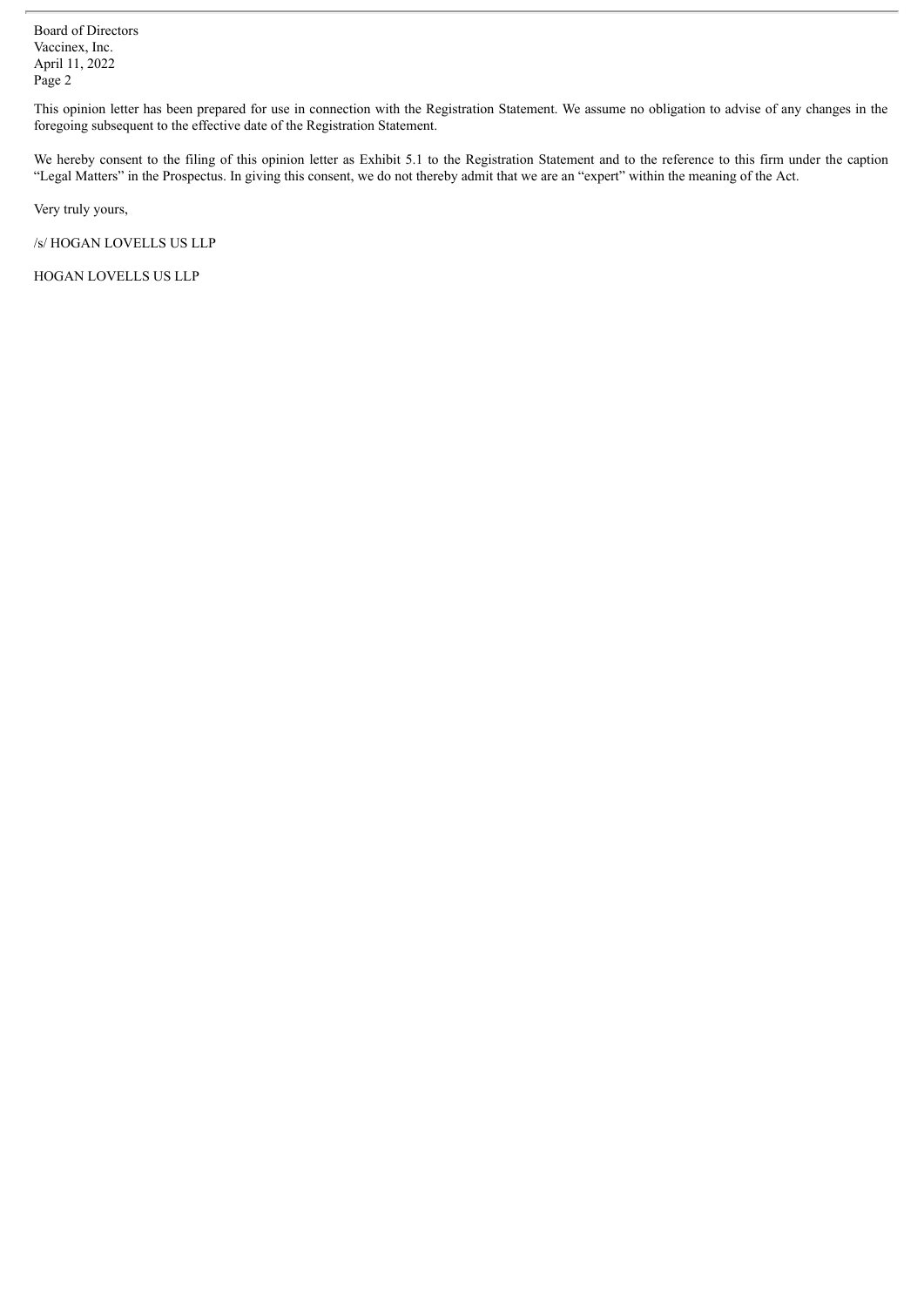This opinion letter has been prepared for use in connection with the Registration Statement. We assume no obligation to advise of any changes in the foregoing subsequent to the effective date of the Registration Statement.

We hereby consent to the filing of this opinion letter as Exhibit 5.1 to the Registration Statement and to the reference to this firm under the caption "Legal Matters" in the Prospectus. In giving this consent, we do not thereby admit that we are an "expert" within the meaning of the Act.

Very truly yours,

/s/ HOGAN LOVELLS US LLP

HOGAN LOVELLS US LLP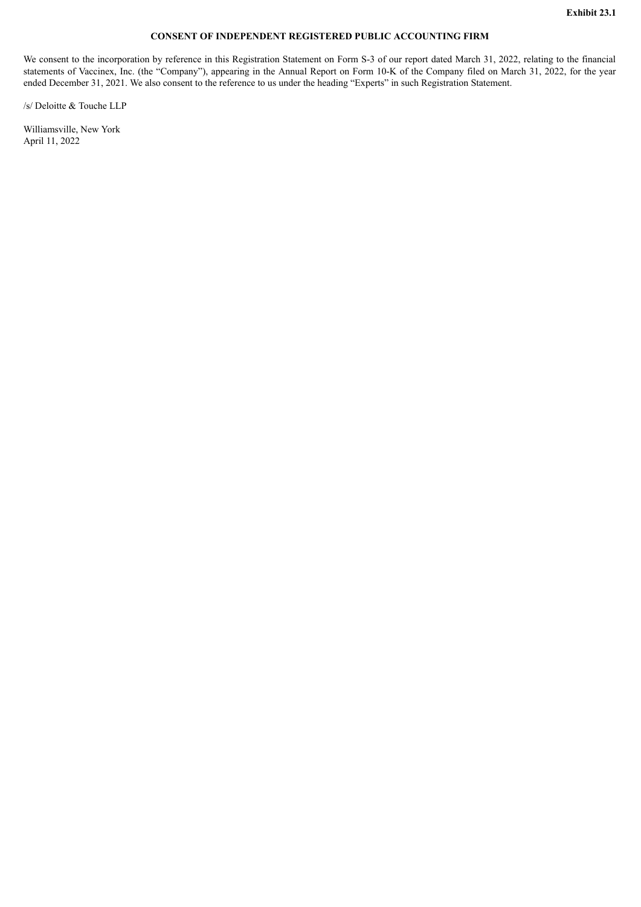**Exhibit 23.1**

# CONSENT OF INDEPENDENT REGISTERED PUBLIC ACCOUNTING FIRM

We consent to the incorporation by reference in this Registration Statement on Form S-3 of our report dated March 31, 2022, relating to the financial statements of Vaccinex, Inc. (the "Company"), appearing in the Annual Report on Form 10-K of the Company filed on March 31, 2022, for the year ended December 31, 2021. We also consent to the reference to us under the heading "Experts" in such Registration Statement.

/s/ Deloitte & Touche LLP

Williamsville, New York
April 11, 2022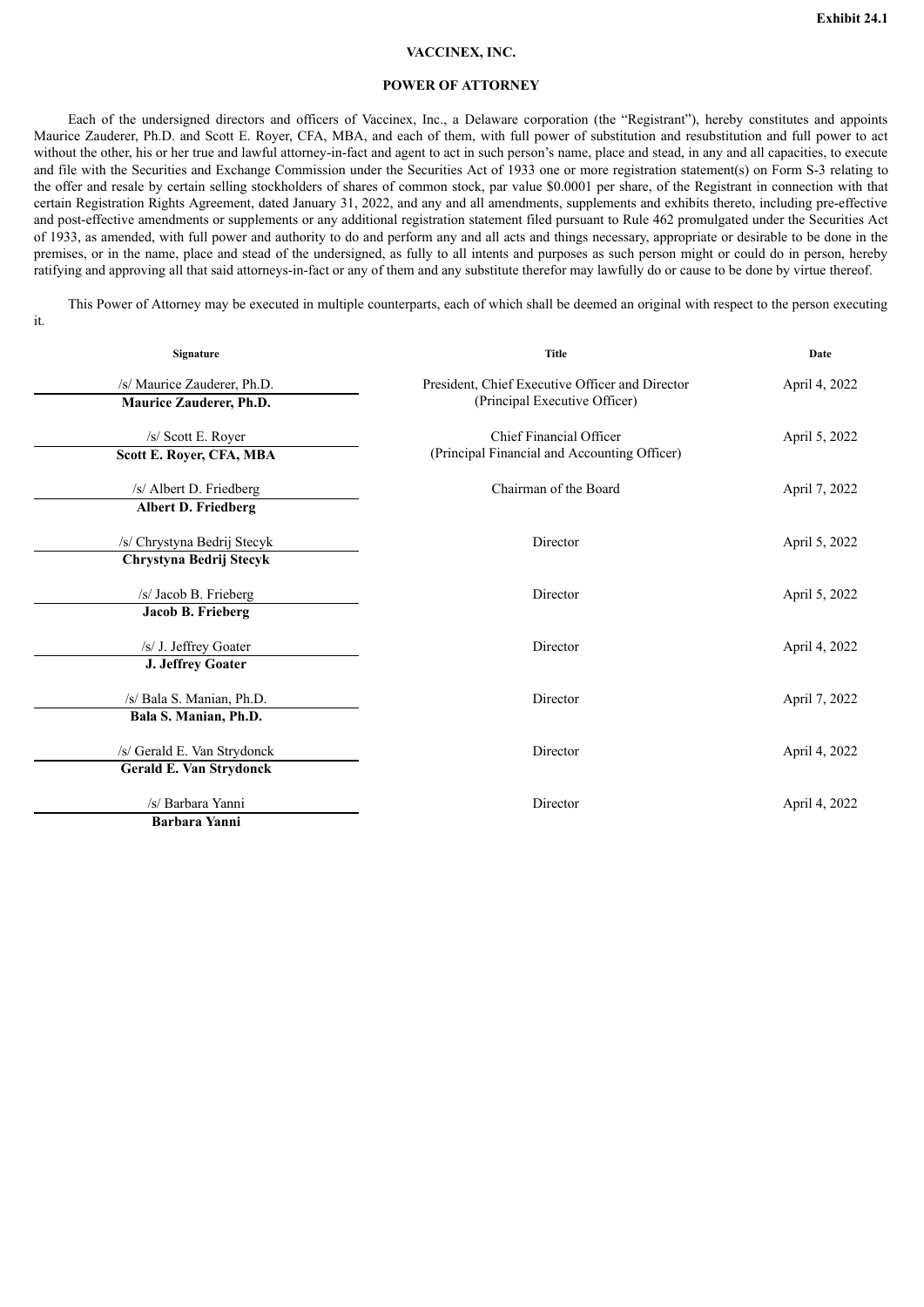**Exhibit 24.1**

**VACCINEX, INC.**

**POWER OF ATTORNEY**

Each of the undersigned directors and officers of Vaccinex, Inc., a Delaware corporation (the "Registrant"), hereby constitutes and appoints Maurice Zauderer, Ph.D. and Scott E. Royer, CFA, MBA, and each of them, with full power of substitution and resubstitution and full power to act without the other, his or her true and lawful attorney-in-fact and agent to act in such person's name, place and stead, in any and all capacities, to execute and file with the Securities and Exchange Commission under the Securities Act of 1933 one or more registration statement(s) on Form S-3 relating to the offer and resale by certain selling stockholders of shares of common stock, par value $0.0001 per share, of the Registrant in connection with that certain Registration Rights Agreement, dated January 31, 2022, and any and all amendments, supplements and exhibits thereto, including pre-effective and post-effective amendments or supplements or any additional registration statement filed pursuant to Rule 462 promulgated under the Securities Act of 1933, as amended, with full power and authority to do and perform any and all acts and things necessary, appropriate or desirable to be done in the premises, or in the name, place and stead of the undersigned, as fully to all intents and purposes as such person might or could do in person, hereby ratifying and approving all that said attorneys-in-fact or any of them and any substitute therefor may lawfully do or cause to be done by virtue thereof.

This Power of Attorney may be executed in multiple counterparts, each of which shall be deemed an original with respect to the person executing it.

| Signature | Title | Date |
| --- | --- | --- |
| /s/ Maurice Zauderer, Ph.D.<br>**Maurice Zauderer, Ph.D.** | President, Chief Executive Officer and Director<br>(Principal Executive Officer) | April 4, 2022 |
| /s/ Scott E. Royer<br>**Scott E. Royer, CFA, MBA** | Chief Financial Officer<br>(Principal Financial and Accounting Officer) | April 5, 2022 |
| /s/ Albert D. Friedberg<br>**Albert D. Friedberg** | Chairman of the Board | April 7, 2022 |
| /s/ Chrystyna Bedrij Stecyk<br>**Chrystyna Bedrij Stecyk** | Director | April 5, 2022 |
| /s/ Jacob B. Frieberg<br>**Jacob B. Frieberg** | Director | April 5, 2022 |
| /s/ J. Jeffrey Goater<br>**J. Jeffrey Goater** | Director | April 4, 2022 |
| /s/ Bala S. Manian, Ph.D.<br>**Bala S. Manian, Ph.D.** | Director | April 7, 2022 |
| /s/ Gerald E. Van Strydonck<br>**Gerald E. Van Strydonck** | Director | April 4, 2022 |
| /s/ Barbara Yanni<br>**Barbara Yanni** | Director | April 4, 2022 |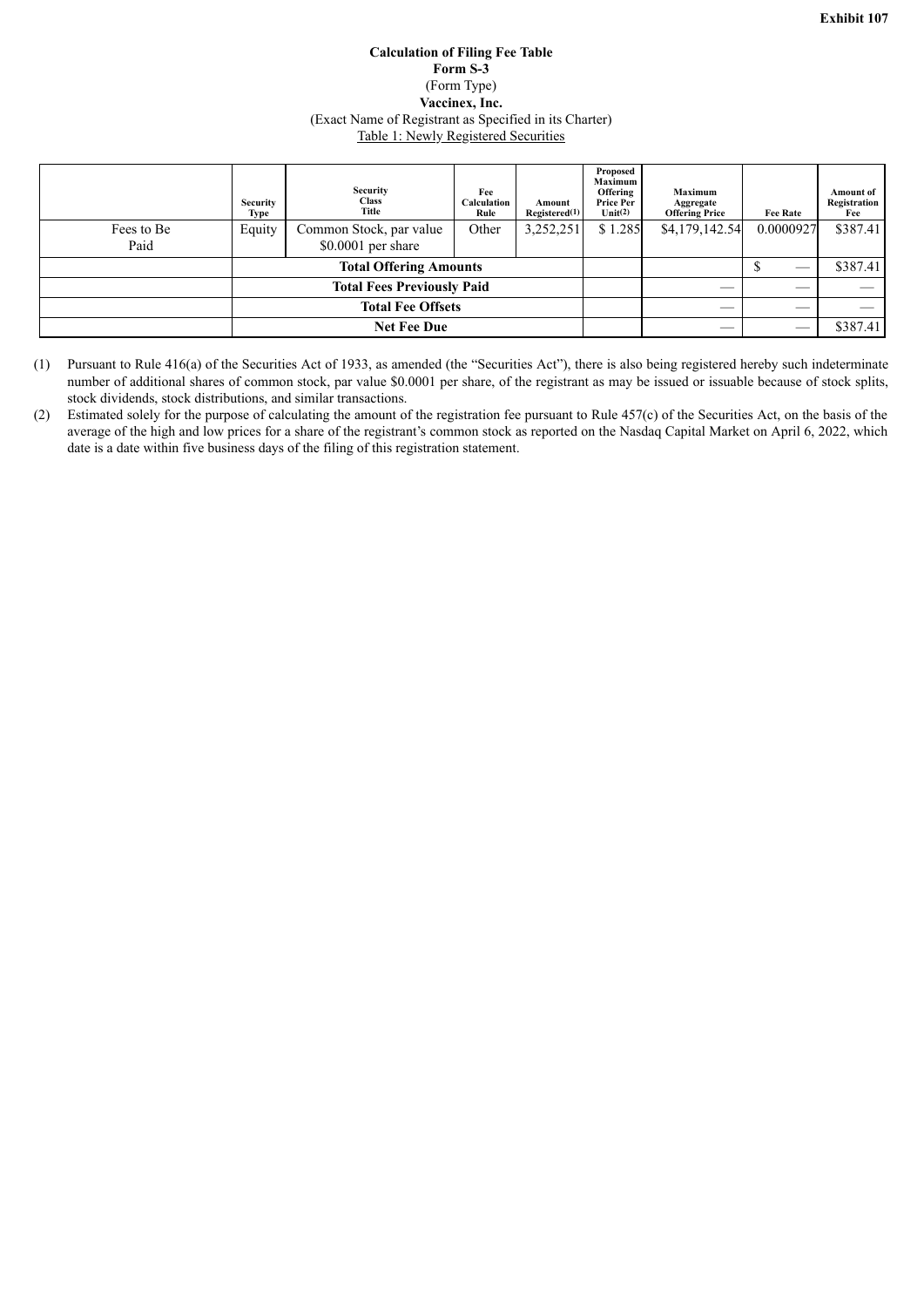**Exhibit 107**

**Calculation of Filing Fee Table**

**Form S-3**

(Form Type)

**Vaccinex, Inc.**

(Exact Name of Registrant as Specified in its Charter)

Table 1: Newly Registered Securities

| | Security Type | Security Class Title | Fee Calculation Rule | Amount Registered(1) | Proposed Maximum Offering Price Per Unit(2) | Maximum Aggregate Offering Price | Fee Rate | Amount of Registration Fee |
|---|---|---|---|---|---|---|---|---|
| Fees to Be Paid | Equity | Common Stock, par value $0.0001 per share | Other | 3,252,251 | $ 1.285 | $4,179,142.54 | 0.0000927 | $387.41 |
| | Total Offering Amounts | | | | | | $ — | $387.41 |
| | Total Fees Previously Paid | | | | | — | — | — |
| | Total Fee Offsets | | | | | — | — | — |
| | Net Fee Due | | | | | — | — | $387.41 |

(1) Pursuant to Rule 416(a) of the Securities Act of 1933, as amended (the "Securities Act"), there is also being registered hereby such indeterminate number of additional shares of common stock, par value $0.0001 per share, of the registrant as may be issued or issuable because of stock splits, stock dividends, stock distributions, and similar transactions.

(2) Estimated solely for the purpose of calculating the amount of the registration fee pursuant to Rule 457(c) of the Securities Act, on the basis of the average of the high and low prices for a share of the registrant's common stock as reported on the Nasdaq Capital Market on April 6, 2022, which date is a date within five business days of the filing of this registration statement.